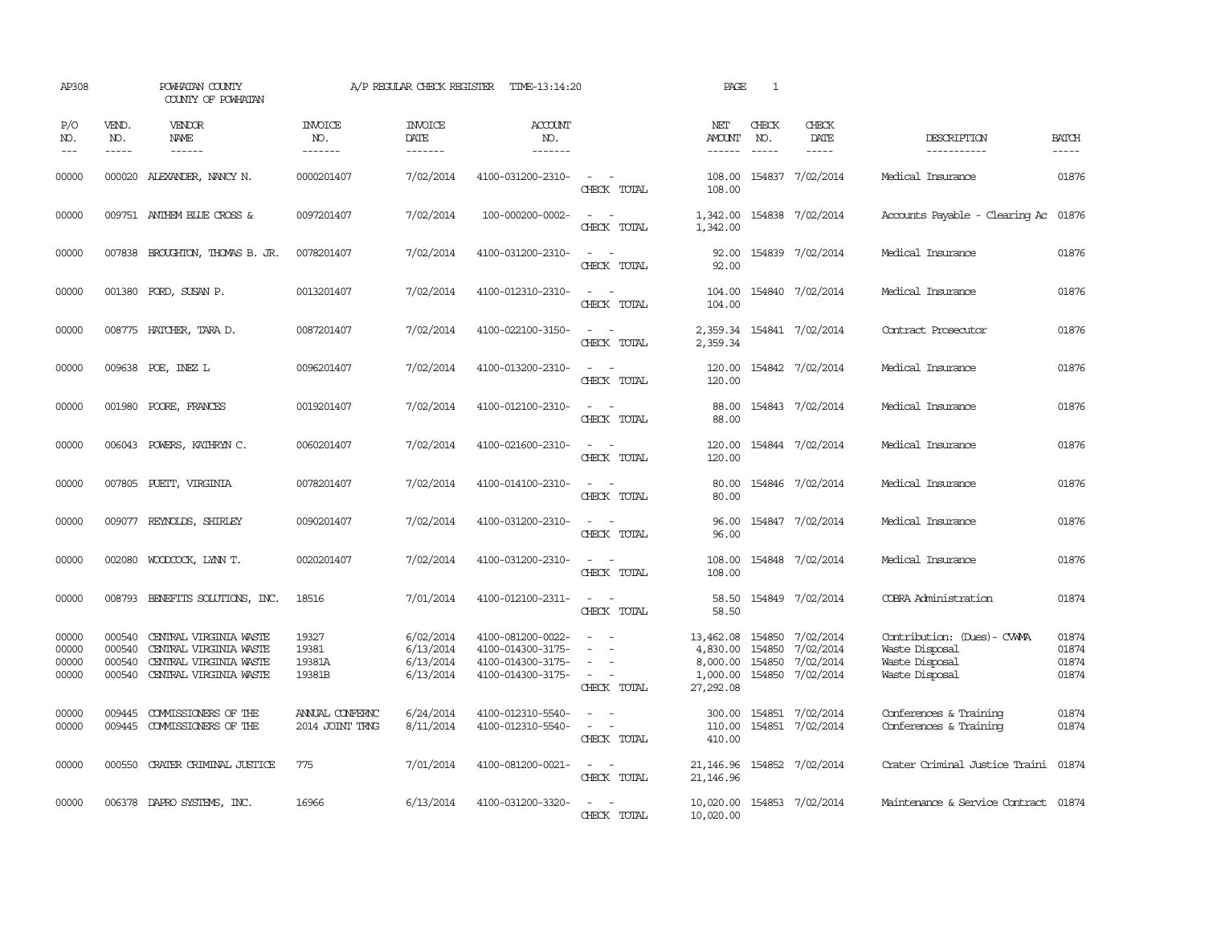AP308 POWHATAN COUNTY A/P REGULAR CHECK REGISTER TIME-13:14:20

COUNTY OF POWHATAN

| P/O NO. | VEND. NO. | VENDOR NAME | INVOICE NO. | INVOICE DATE | ACCOUNT NO. | | NET AMOUNT | CHECK NO. | CHECK DATE | DESCRIPTION | BATCH |
|---|---|---|---|---|---|---|---|---|---|---|---|
| 00000 | 000020 | ALEXANDER, NANCY N. | 0000201407 | 7/02/2014 | 4100-031200-2310- | - - | 108.00 | 154837 | 7/02/2014 | Medical Insurance | 01876 |
| | | | | | | CHECK TOTAL | 108.00 | | | | |
| 00000 | 009751 | ANTHEM BLUE CROSS & | 0097201407 | 7/02/2014 | 100-000200-0002- | - - | 1,342.00 | 154838 | 7/02/2014 | Accounts Payable - Clearing Ac | 01876 |
| | | | | | | CHECK TOTAL | 1,342.00 | | | | |
| 00000 | 007838 | BROUGHTON, THOMAS B. JR. | 0078201407 | 7/02/2014 | 4100-031200-2310- | - - | 92.00 | 154839 | 7/02/2014 | Medical Insurance | 01876 |
| | | | | | | CHECK TOTAL | 92.00 | | | | |
| 00000 | 001380 | FORD, SUSAN P. | 0013201407 | 7/02/2014 | 4100-012310-2310- | - - | 104.00 | 154840 | 7/02/2014 | Medical Insurance | 01876 |
| | | | | | | CHECK TOTAL | 104.00 | | | | |
| 00000 | 008775 | HATCHER, TARA D. | 0087201407 | 7/02/2014 | 4100-022100-3150- | - - | 2,359.34 | 154841 | 7/02/2014 | Contract Prosecutor | 01876 |
| | | | | | | CHECK TOTAL | 2,359.34 | | | | |
| 00000 | 009638 | POE, INEZ L | 0096201407 | 7/02/2014 | 4100-013200-2310- | - - | 120.00 | 154842 | 7/02/2014 | Medical Insurance | 01876 |
| | | | | | | CHECK TOTAL | 120.00 | | | | |
| 00000 | 001980 | POORE, FRANCES | 0019201407 | 7/02/2014 | 4100-012100-2310- | - - | 88.00 | 154843 | 7/02/2014 | Medical Insurance | 01876 |
| | | | | | | CHECK TOTAL | 88.00 | | | | |
| 00000 | 006043 | POWERS, KATHRYN C. | 0060201407 | 7/02/2014 | 4100-021600-2310- | - - | 120.00 | 154844 | 7/02/2014 | Medical Insurance | 01876 |
| | | | | | | CHECK TOTAL | 120.00 | | | | |
| 00000 | 007805 | PUETT, VIRGINIA | 0078201407 | 7/02/2014 | 4100-014100-2310- | - - | 80.00 | 154846 | 7/02/2014 | Medical Insurance | 01876 |
| | | | | | | CHECK TOTAL | 80.00 | | | | |
| 00000 | 009077 | REYNOLDS, SHIRLEY | 0090201407 | 7/02/2014 | 4100-031200-2310- | - - | 96.00 | 154847 | 7/02/2014 | Medical Insurance | 01876 |
| | | | | | | CHECK TOTAL | 96.00 | | | | |
| 00000 | 002080 | WOODCOCK, LYNN T. | 0020201407 | 7/02/2014 | 4100-031200-2310- | - - | 108.00 | 154848 | 7/02/2014 | Medical Insurance | 01876 |
| | | | | | | CHECK TOTAL | 108.00 | | | | |
| 00000 | 008793 | BENEFITS SOLUTIONS, INC. | 18516 | 7/01/2014 | 4100-012100-2311- | - - | 58.50 | 154849 | 7/02/2014 | COBRA Administration | 01874 |
| | | | | | | CHECK TOTAL | 58.50 | | | | |
| 00000 | 000540 | CENTRAL VIRGINIA WASTE | 19327 | 6/02/2014 | 4100-081200-0022- | - - | 13,462.08 | 154850 | 7/02/2014 | Contribution: (Dues)- CVWMA | 01874 |
| 00000 | 000540 | CENTRAL VIRGINIA WASTE | 19381 | 6/13/2014 | 4100-014300-3175- | - - | 4,830.00 | 154850 | 7/02/2014 | Waste Disposal | 01874 |
| 00000 | 000540 | CENTRAL VIRGINIA WASTE | 19381A | 6/13/2014 | 4100-014300-3175- | - - | 8,000.00 | 154850 | 7/02/2014 | Waste Disposal | 01874 |
| 00000 | 000540 | CENTRAL VIRGINIA WASTE | 19381B | 6/13/2014 | 4100-014300-3175- | - - | 1,000.00 | 154850 | 7/02/2014 | Waste Disposal | 01874 |
| | | | | | | CHECK TOTAL | 27,292.08 | | | | |
| 00000 | 009445 | COMMISSIONERS OF THE | ANNUAL CONFERNC | 6/24/2014 | 4100-012310-5540- | - - | 300.00 | 154851 | 7/02/2014 | Conferences & Training | 01874 |
| 00000 | 009445 | COMMISSIONERS OF THE | 2014 JOINT TRNG | 8/11/2014 | 4100-012310-5540- | - - | 110.00 | 154851 | 7/02/2014 | Conferences & Training | 01874 |
| | | | | | | CHECK TOTAL | 410.00 | | | | |
| 00000 | 000550 | CRATER CRIMINAL JUSTICE | 775 | 7/01/2014 | 4100-081200-0021- | - - | 21,146.96 | 154852 | 7/02/2014 | Crater Criminal Justice Traini | 01874 |
| | | | | | | CHECK TOTAL | 21,146.96 | | | | |
| 00000 | 006378 | DAPRO SYSTEMS, INC. | 16966 | 6/13/2014 | 4100-031200-3320- | - - | 10,020.00 | 154853 | 7/02/2014 | Maintenance & Service Contract | 01874 |
| | | | | | | CHECK TOTAL | 10,020.00 | | | | |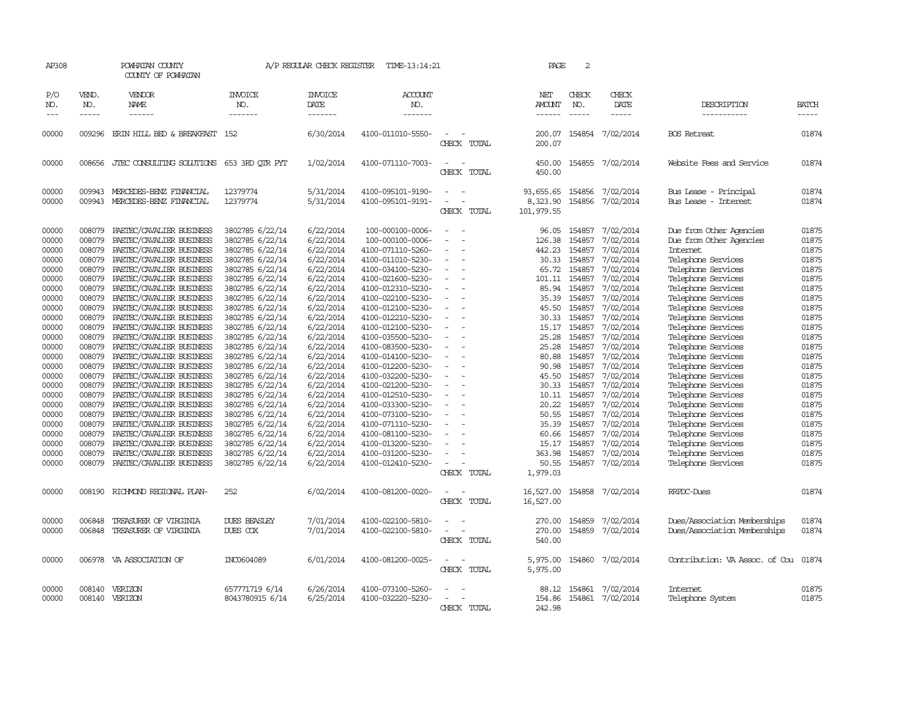AP308 POWHATAN COUNTY A/P REGULAR CHECK REGISTER TIME-13:14:21 PAGE 2

COUNTY OF POWHATAN

| P/O NO. | VEND. NO. | VENDOR NAME | INVOICE NO. | INVOICE DATE | ACCOUNT NO. | | NET AMOUNT | CHECK NO. | CHECK DATE | DESCRIPTION | BATCH |
|---|---|---|---|---|---|---|---|---|---|---|---|
| 00000 | 009296 | ERIN HILL BED & BREAKFAST | 152 | 6/30/2014 | 4100-011010-5550- | - - | 200.07 | 154854 | 7/02/2014 | BOS Retreat | 01874 |
| | | | | | | CHECK TOTAL | 200.07 | | | | |
| 00000 | 008656 | JTEC CONSULTING SOLUTIONS | 653 3RD QTR PYT | 1/02/2014 | 4100-071110-7003- | - - | 450.00 | 154855 | 7/02/2014 | Website Fees and Service | 01874 |
| | | | | | | CHECK TOTAL | 450.00 | | | | |
| 00000 | 009943 | MERCEDES-BENZ FINANCIAL | 12379774 | 5/31/2014 | 4100-095101-9190- | - - | 93,655.65 | 154856 | 7/02/2014 | Bus Lease - Principal | 01874 |
| 00000 | 009943 | MERCEDES-BENZ FINANCIAL | 12379774 | 5/31/2014 | 4100-095101-9191- | - - | 8,323.90 | 154856 | 7/02/2014 | Bus Lease - Interest | 01874 |
| | | | | | | CHECK TOTAL | 101,979.55 | | | | |
| 00000 | 008079 | PAETEC/CAVALIER BUSINESS | 3802785 6/22/14 | 6/22/2014 | 100-000100-0006- | - - | 96.05 | 154857 | 7/02/2014 | Due from Other Agencies | 01875 |
| 00000 | 008079 | PAETEC/CAVALIER BUSINESS | 3802785 6/22/14 | 6/22/2014 | 100-000100-0006- | - - | 126.38 | 154857 | 7/02/2014 | Due from Other Agencies | 01875 |
| 00000 | 008079 | PAETEC/CAVALIER BUSINESS | 3802785 6/22/14 | 6/22/2014 | 4100-071110-5260- | - - | 442.23 | 154857 | 7/02/2014 | Internet | 01875 |
| 00000 | 008079 | PAETEC/CAVALIER BUSINESS | 3802785 6/22/14 | 6/22/2014 | 4100-011010-5230- | - - | 30.33 | 154857 | 7/02/2014 | Telephone Services | 01875 |
| 00000 | 008079 | PAETEC/CAVALIER BUSINESS | 3802785 6/22/14 | 6/22/2014 | 4100-034100-5230- | - - | 65.72 | 154857 | 7/02/2014 | Telephone Services | 01875 |
| 00000 | 008079 | PAETEC/CAVALIER BUSINESS | 3802785 6/22/14 | 6/22/2014 | 4100-021600-5230- | - - | 101.11 | 154857 | 7/02/2014 | Telephone Services | 01875 |
| 00000 | 008079 | PAETEC/CAVALIER BUSINESS | 3802785 6/22/14 | 6/22/2014 | 4100-012310-5230- | - - | 85.94 | 154857 | 7/02/2014 | Telephone Services | 01875 |
| 00000 | 008079 | PAETEC/CAVALIER BUSINESS | 3802785 6/22/14 | 6/22/2014 | 4100-022100-5230- | - - | 35.39 | 154857 | 7/02/2014 | Telephone Services | 01875 |
| 00000 | 008079 | PAETEC/CAVALIER BUSINESS | 3802785 6/22/14 | 6/22/2014 | 4100-012100-5230- | - - | 45.50 | 154857 | 7/02/2014 | Telephone Services | 01875 |
| 00000 | 008079 | PAETEC/CAVALIER BUSINESS | 3802785 6/22/14 | 6/22/2014 | 4100-012210-5230- | - - | 30.33 | 154857 | 7/02/2014 | Telephone Services | 01875 |
| 00000 | 008079 | PAETEC/CAVALIER BUSINESS | 3802785 6/22/14 | 6/22/2014 | 4100-012100-5230- | - - | 15.17 | 154857 | 7/02/2014 | Telephone Services | 01875 |
| 00000 | 008079 | PAETEC/CAVALIER BUSINESS | 3802785 6/22/14 | 6/22/2014 | 4100-035500-5230- | - - | 25.28 | 154857 | 7/02/2014 | Telephone Services | 01875 |
| 00000 | 008079 | PAETEC/CAVALIER BUSINESS | 3802785 6/22/14 | 6/22/2014 | 4100-083500-5230- | - - | 25.28 | 154857 | 7/02/2014 | Telephone Services | 01875 |
| 00000 | 008079 | PAETEC/CAVALIER BUSINESS | 3802785 6/22/14 | 6/22/2014 | 4100-014100-5230- | - - | 80.88 | 154857 | 7/02/2014 | Telephone Services | 01875 |
| 00000 | 008079 | PAETEC/CAVALIER BUSINESS | 3802785 6/22/14 | 6/22/2014 | 4100-012200-5230- | - - | 90.98 | 154857 | 7/02/2014 | Telephone Services | 01875 |
| 00000 | 008079 | PAETEC/CAVALIER BUSINESS | 3802785 6/22/14 | 6/22/2014 | 4100-032200-5230- | - - | 45.50 | 154857 | 7/02/2014 | Telephone Services | 01875 |
| 00000 | 008079 | PAETEC/CAVALIER BUSINESS | 3802785 6/22/14 | 6/22/2014 | 4100-021200-5230- | - - | 30.33 | 154857 | 7/02/2014 | Telephone Services | 01875 |
| 00000 | 008079 | PAETEC/CAVALIER BUSINESS | 3802785 6/22/14 | 6/22/2014 | 4100-012510-5230- | - - | 10.11 | 154857 | 7/02/2014 | Telephone Services | 01875 |
| 00000 | 008079 | PAETEC/CAVALIER BUSINESS | 3802785 6/22/14 | 6/22/2014 | 4100-033300-5230- | - - | 20.22 | 154857 | 7/02/2014 | Telephone Services | 01875 |
| 00000 | 008079 | PAETEC/CAVALIER BUSINESS | 3802785 6/22/14 | 6/22/2014 | 4100-073100-5230- | - - | 50.55 | 154857 | 7/02/2014 | Telephone Services | 01875 |
| 00000 | 008079 | PAETEC/CAVALIER BUSINESS | 3802785 6/22/14 | 6/22/2014 | 4100-071110-5230- | - - | 35.39 | 154857 | 7/02/2014 | Telephone Services | 01875 |
| 00000 | 008079 | PAETEC/CAVALIER BUSINESS | 3802785 6/22/14 | 6/22/2014 | 4100-081100-5230- | - - | 60.66 | 154857 | 7/02/2014 | Telephone Services | 01875 |
| 00000 | 008079 | PAETEC/CAVALIER BUSINESS | 3802785 6/22/14 | 6/22/2014 | 4100-013200-5230- | - - | 15.17 | 154857 | 7/02/2014 | Telephone Services | 01875 |
| 00000 | 008079 | PAETEC/CAVALIER BUSINESS | 3802785 6/22/14 | 6/22/2014 | 4100-031200-5230- | - - | 363.98 | 154857 | 7/02/2014 | Telephone Services | 01875 |
| 00000 | 008079 | PAETEC/CAVALIER BUSINESS | 3802785 6/22/14 | 6/22/2014 | 4100-012410-5230- | - - | 50.55 | 154857 | 7/02/2014 | Telephone Services | 01875 |
| | | | | | | CHECK TOTAL | 1,979.03 | | | | |
| 00000 | 008190 | RICHMOND REGIONAL PLAN- | 252 | 6/02/2014 | 4100-081200-0020- | - - | 16,527.00 | 154858 | 7/02/2014 | RRPDC-Dues | 01874 |
| | | | | | | CHECK TOTAL | 16,527.00 | | | | |
| 00000 | 006848 | TREASURER OF VIRGINIA | DUES BEASLEY | 7/01/2014 | 4100-022100-5810- | - - | 270.00 | 154859 | 7/02/2014 | Dues/Association Memberships | 01874 |
| 00000 | 006848 | TREASURER OF VIRGINIA | DUES COX | 7/01/2014 | 4100-022100-5810- | - - | 270.00 | 154859 | 7/02/2014 | Dues/Association Memberships | 01874 |
| | | | | | | CHECK TOTAL | 540.00 | | | | |
| 00000 | 006978 | VA ASSOCIATION OF | INC0604089 | 6/01/2014 | 4100-081200-0025- | - - | 5,975.00 | 154860 | 7/02/2014 | Contribution: VA Assoc. of Cou | 01874 |
| | | | | | | CHECK TOTAL | 5,975.00 | | | | |
| 00000 | 008140 | VERIZON | 657771719 6/14 | 6/26/2014 | 4100-073100-5260- | - - | 88.12 | 154861 | 7/02/2014 | Internet | 01875 |
| 00000 | 008140 | VERIZON | 8043780915 6/14 | 6/25/2014 | 4100-032220-5230- | - - | 154.86 | 154861 | 7/02/2014 | Telephone System | 01875 |
| | | | | | | CHECK TOTAL | 242.98 | | | | |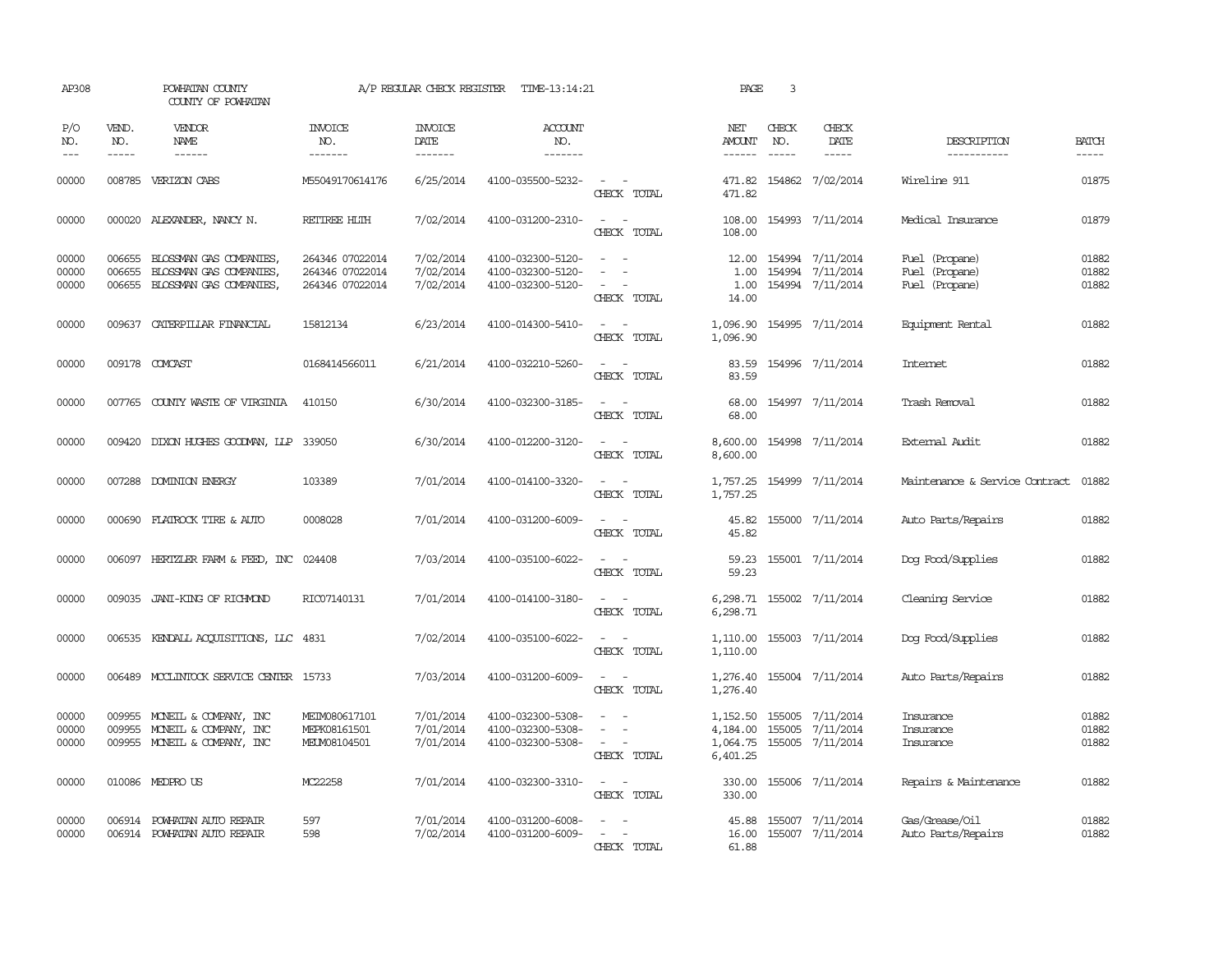AP308 POWHATAN COUNTY A/P REGULAR CHECK REGISTER TIME-13:14:21 PAGE 3
COUNTY OF POWHATAN

| P/O NO. | VEND. NO. | VENDOR NAME | INVOICE NO. | INVOICE DATE | ACCOUNT NO. | | NET AMOUNT | CHECK NO. | CHECK DATE | DESCRIPTION | BATCH |
|---|---|---|---|---|---|---|---|---|---|---|---|
| 00000 | 008785 | VERIZON CABS | M55049170614176 | 6/25/2014 | 4100-035500-5232- | - - | 471.82 | 154862 | 7/02/2014 | Wireline 911 | 01875 |
| | | | | | | CHECK TOTAL | 471.82 | | | | |
| 00000 | 000020 | ALEXANDER, NANCY N. | RETIREE HLTH | 7/02/2014 | 4100-031200-2310- | - - | 108.00 | 154993 | 7/11/2014 | Medical Insurance | 01879 |
| | | | | | | CHECK TOTAL | 108.00 | | | | |
| 00000 | 006655 | BLOSSMAN GAS COMPANIES, | 264346 07022014 | 7/02/2014 | 4100-032300-5120- | - - | 12.00 | 154994 | 7/11/2014 | Fuel (Propane) | 01882 |
| 00000 | 006655 | BLOSSMAN GAS COMPANIES, | 264346 07022014 | 7/02/2014 | 4100-032300-5120- | - - | 1.00 | 154994 | 7/11/2014 | Fuel (Propane) | 01882 |
| 00000 | 006655 | BLOSSMAN GAS COMPANIES, | 264346 07022014 | 7/02/2014 | 4100-032300-5120- | - - | 1.00 | 154994 | 7/11/2014 | Fuel (Propane) | 01882 |
| | | | | | | CHECK TOTAL | 14.00 | | | | |
| 00000 | 009637 | CATERPILLAR FINANCIAL | 15812134 | 6/23/2014 | 4100-014300-5410- | - - | 1,096.90 | 154995 | 7/11/2014 | Equipment Rental | 01882 |
| | | | | | | CHECK TOTAL | 1,096.90 | | | | |
| 00000 | 009178 | COMCAST | 0168414566011 | 6/21/2014 | 4100-032210-5260- | - - | 83.59 | 154996 | 7/11/2014 | Internet | 01882 |
| | | | | | | CHECK TOTAL | 83.59 | | | | |
| 00000 | 007765 | COUNTY WASTE OF VIRGINIA | 410150 | 6/30/2014 | 4100-032300-3185- | - - | 68.00 | 154997 | 7/11/2014 | Trash Removal | 01882 |
| | | | | | | CHECK TOTAL | 68.00 | | | | |
| 00000 | 009420 | DIXON HUGHES GOODMAN, LLP | 339050 | 6/30/2014 | 4100-012200-3120- | - - | 8,600.00 | 154998 | 7/11/2014 | External Audit | 01882 |
| | | | | | | CHECK TOTAL | 8,600.00 | | | | |
| 00000 | 007288 | DOMINION ENERGY | 103389 | 7/01/2014 | 4100-014100-3320- | - - | 1,757.25 | 154999 | 7/11/2014 | Maintenance & Service Contract | 01882 |
| | | | | | | CHECK TOTAL | 1,757.25 | | | | |
| 00000 | 000690 | FLATROCK TIRE & AUTO | 0008028 | 7/01/2014 | 4100-031200-6009- | - - | 45.82 | 155000 | 7/11/2014 | Auto Parts/Repairs | 01882 |
| | | | | | | CHECK TOTAL | 45.82 | | | | |
| 00000 | 006097 | HERTZLER FARM & FEED, INC | 024408 | 7/03/2014 | 4100-035100-6022- | - - | 59.23 | 155001 | 7/11/2014 | Dog Food/Supplies | 01882 |
| | | | | | | CHECK TOTAL | 59.23 | | | | |
| 00000 | 009035 | JANI-KING OF RICHMOND | RIC07140131 | 7/01/2014 | 4100-014100-3180- | - - | 6,298.71 | 155002 | 7/11/2014 | Cleaning Service | 01882 |
| | | | | | | CHECK TOTAL | 6,298.71 | | | | |
| 00000 | 006535 | KENDALL ACQUISITIONS, LLC | 4831 | 7/02/2014 | 4100-035100-6022- | - - | 1,110.00 | 155003 | 7/11/2014 | Dog Food/Supplies | 01882 |
| | | | | | | CHECK TOTAL | 1,110.00 | | | | |
| 00000 | 006489 | MCCLINTOCK SERVICE CENTER | 15733 | 7/03/2014 | 4100-031200-6009- | - - | 1,276.40 | 155004 | 7/11/2014 | Auto Parts/Repairs | 01882 |
| | | | | | | CHECK TOTAL | 1,276.40 | | | | |
| 00000 | 009955 | MCNEIL & COMPANY, INC | MEIM080617101 | 7/01/2014 | 4100-032300-5308- | - - | 1,152.50 | 155005 | 7/11/2014 | Insurance | 01882 |
| 00000 | 009955 | MCNEIL & COMPANY, INC | MEPK08161501 | 7/01/2014 | 4100-032300-5308- | - - | 4,184.00 | 155005 | 7/11/2014 | Insurance | 01882 |
| 00000 | 009955 | MCNEIL & COMPANY, INC | MEUM08104501 | 7/01/2014 | 4100-032300-5308- | - - | 1,064.75 | 155005 | 7/11/2014 | Insurance | 01882 |
| | | | | | | CHECK TOTAL | 6,401.25 | | | | |
| 00000 | 010086 | MEDPRO US | MC22258 | 7/01/2014 | 4100-032300-3310- | - - | 330.00 | 155006 | 7/11/2014 | Repairs & Maintenance | 01882 |
| | | | | | | CHECK TOTAL | 330.00 | | | | |
| 00000 | 006914 | POWHATAN AUTO REPAIR | 597 | 7/01/2014 | 4100-031200-6008- | - - | 45.88 | 155007 | 7/11/2014 | Gas/Grease/Oil | 01882 |
| 00000 | 006914 | POWHATAN AUTO REPAIR | 598 | 7/02/2014 | 4100-031200-6009- | - - | 16.00 | 155007 | 7/11/2014 | Auto Parts/Repairs | 01882 |
| | | | | | | CHECK TOTAL | 61.88 | | | | |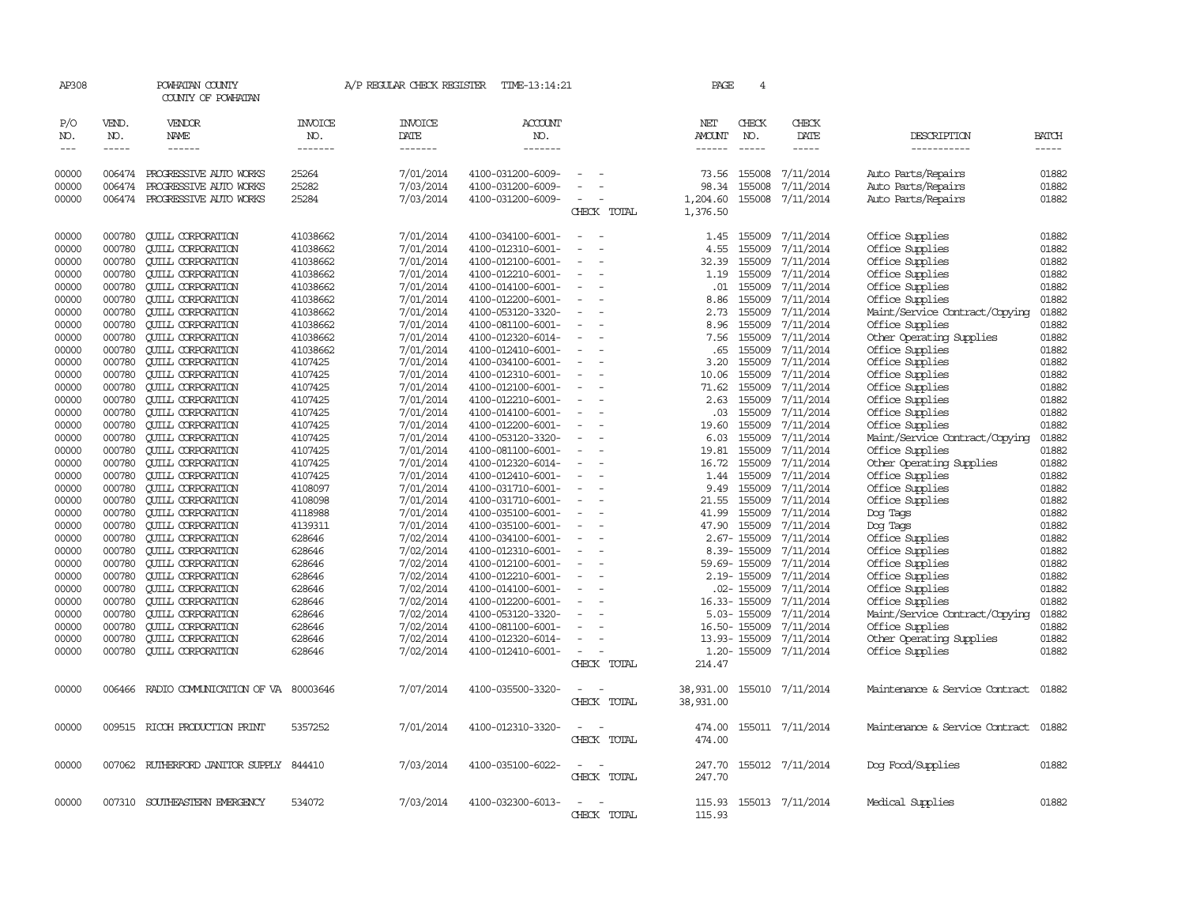AP308 POWHATAN COUNTY A/P REGULAR CHECK REGISTER TIME-13:14:21

COUNTY OF POWHATAN

| P/O NO. | VEND. NO. | VENDOR NAME | INVOICE NO. | INVOICE DATE | ACCOUNT NO. | | NET AMOUNT | CHECK NO. | CHECK DATE | DESCRIPTION | BATCH |
|---|---|---|---|---|---|---|---|---|---|---|---|
| 00000 | 006474 | PROGRESSIVE AUTO WORKS | 25264 | 7/01/2014 | 4100-031200-6009- | - - | 73.56 | 155008 | 7/11/2014 | Auto Parts/Repairs | 01882 |
| 00000 | 006474 | PROGRESSIVE AUTO WORKS | 25282 | 7/03/2014 | 4100-031200-6009- | - - | 98.34 | 155008 | 7/11/2014 | Auto Parts/Repairs | 01882 |
| 00000 | 006474 | PROGRESSIVE AUTO WORKS | 25284 | 7/03/2014 | 4100-031200-6009- | - - | 1,204.60 | 155008 | 7/11/2014 | Auto Parts/Repairs | 01882 |
| | | | | | | CHECK TOTAL | 1,376.50 | | | | |
| 00000 | 000780 | QUILL CORPORATION | 41038662 | 7/01/2014 | 4100-034100-6001- | - - | 1.45 | 155009 | 7/11/2014 | Office Supplies | 01882 |
| 00000 | 000780 | QUILL CORPORATION | 41038662 | 7/01/2014 | 4100-012310-6001- | - - | 4.55 | 155009 | 7/11/2014 | Office Supplies | 01882 |
| 00000 | 000780 | QUILL CORPORATION | 41038662 | 7/01/2014 | 4100-012100-6001- | - - | 32.39 | 155009 | 7/11/2014 | Office Supplies | 01882 |
| 00000 | 000780 | QUILL CORPORATION | 41038662 | 7/01/2014 | 4100-012210-6001- | - - | 1.19 | 155009 | 7/11/2014 | Office Supplies | 01882 |
| 00000 | 000780 | QUILL CORPORATION | 41038662 | 7/01/2014 | 4100-014100-6001- | - - | .01 | 155009 | 7/11/2014 | Office Supplies | 01882 |
| 00000 | 000780 | QUILL CORPORATION | 41038662 | 7/01/2014 | 4100-012200-6001- | - - | 8.86 | 155009 | 7/11/2014 | Office Supplies | 01882 |
| 00000 | 000780 | QUILL CORPORATION | 41038662 | 7/01/2014 | 4100-053120-3320- | - - | 2.73 | 155009 | 7/11/2014 | Maint/Service Contract/Copying | 01882 |
| 00000 | 000780 | QUILL CORPORATION | 41038662 | 7/01/2014 | 4100-081100-6001- | - - | 8.96 | 155009 | 7/11/2014 | Office Supplies | 01882 |
| 00000 | 000780 | QUILL CORPORATION | 41038662 | 7/01/2014 | 4100-012320-6014- | - - | 7.56 | 155009 | 7/11/2014 | Other Operating Supplies | 01882 |
| 00000 | 000780 | QUILL CORPORATION | 41038662 | 7/01/2014 | 4100-012410-6001- | - - | .65 | 155009 | 7/11/2014 | Office Supplies | 01882 |
| 00000 | 000780 | QUILL CORPORATION | 4107425 | 7/01/2014 | 4100-034100-6001- | - - | 3.20 | 155009 | 7/11/2014 | Office Supplies | 01882 |
| 00000 | 000780 | QUILL CORPORATION | 4107425 | 7/01/2014 | 4100-012310-6001- | - - | 10.06 | 155009 | 7/11/2014 | Office Supplies | 01882 |
| 00000 | 000780 | QUILL CORPORATION | 4107425 | 7/01/2014 | 4100-012100-6001- | - - | 71.62 | 155009 | 7/11/2014 | Office Supplies | 01882 |
| 00000 | 000780 | QUILL CORPORATION | 4107425 | 7/01/2014 | 4100-012210-6001- | - - | 2.63 | 155009 | 7/11/2014 | Office Supplies | 01882 |
| 00000 | 000780 | QUILL CORPORATION | 4107425 | 7/01/2014 | 4100-014100-6001- | - - | .03 | 155009 | 7/11/2014 | Office Supplies | 01882 |
| 00000 | 000780 | QUILL CORPORATION | 4107425 | 7/01/2014 | 4100-012200-6001- | - - | 19.60 | 155009 | 7/11/2014 | Office Supplies | 01882 |
| 00000 | 000780 | QUILL CORPORATION | 4107425 | 7/01/2014 | 4100-053120-3320- | - - | 6.03 | 155009 | 7/11/2014 | Maint/Service Contract/Copying | 01882 |
| 00000 | 000780 | QUILL CORPORATION | 4107425 | 7/01/2014 | 4100-081100-6001- | - - | 19.81 | 155009 | 7/11/2014 | Office Supplies | 01882 |
| 00000 | 000780 | QUILL CORPORATION | 4107425 | 7/01/2014 | 4100-012320-6014- | - - | 16.72 | 155009 | 7/11/2014 | Other Operating Supplies | 01882 |
| 00000 | 000780 | QUILL CORPORATION | 4107425 | 7/01/2014 | 4100-012410-6001- | - - | 1.44 | 155009 | 7/11/2014 | Office Supplies | 01882 |
| 00000 | 000780 | QUILL CORPORATION | 4108097 | 7/01/2014 | 4100-031710-6001- | - - | 9.49 | 155009 | 7/11/2014 | Office Supplies | 01882 |
| 00000 | 000780 | QUILL CORPORATION | 4108098 | 7/01/2014 | 4100-031710-6001- | - - | 21.55 | 155009 | 7/11/2014 | Office Supplies | 01882 |
| 00000 | 000780 | QUILL CORPORATION | 4118988 | 7/01/2014 | 4100-035100-6001- | - - | 41.99 | 155009 | 7/11/2014 | Dog Tags | 01882 |
| 00000 | 000780 | QUILL CORPORATION | 4139311 | 7/01/2014 | 4100-035100-6001- | - - | 47.90 | 155009 | 7/11/2014 | Dog Tags | 01882 |
| 00000 | 000780 | QUILL CORPORATION | 628646 | 7/02/2014 | 4100-034100-6001- | - - | 2.67- | 155009 | 7/11/2014 | Office Supplies | 01882 |
| 00000 | 000780 | QUILL CORPORATION | 628646 | 7/02/2014 | 4100-012310-6001- | - - | 8.39- | 155009 | 7/11/2014 | Office Supplies | 01882 |
| 00000 | 000780 | QUILL CORPORATION | 628646 | 7/02/2014 | 4100-012100-6001- | - - | 59.69- | 155009 | 7/11/2014 | Office Supplies | 01882 |
| 00000 | 000780 | QUILL CORPORATION | 628646 | 7/02/2014 | 4100-012210-6001- | - - | 2.19- | 155009 | 7/11/2014 | Office Supplies | 01882 |
| 00000 | 000780 | QUILL CORPORATION | 628646 | 7/02/2014 | 4100-014100-6001- | - - | .02- | 155009 | 7/11/2014 | Office Supplies | 01882 |
| 00000 | 000780 | QUILL CORPORATION | 628646 | 7/02/2014 | 4100-012200-6001- | - - | 16.33- | 155009 | 7/11/2014 | Office Supplies | 01882 |
| 00000 | 000780 | QUILL CORPORATION | 628646 | 7/02/2014 | 4100-053120-3320- | - - | 5.03- | 155009 | 7/11/2014 | Maint/Service Contract/Copying | 01882 |
| 00000 | 000780 | QUILL CORPORATION | 628646 | 7/02/2014 | 4100-081100-6001- | - - | 16.50- | 155009 | 7/11/2014 | Office Supplies | 01882 |
| 00000 | 000780 | QUILL CORPORATION | 628646 | 7/02/2014 | 4100-012320-6014- | - - | 13.93- | 155009 | 7/11/2014 | Other Operating Supplies | 01882 |
| 00000 | 000780 | QUILL CORPORATION | 628646 | 7/02/2014 | 4100-012410-6001- | - - | 1.20- | 155009 | 7/11/2014 | Office Supplies | 01882 |
| | | | | | | CHECK TOTAL | 214.47 | | | | |
| 00000 | 006466 | RADIO COMMUNICATION OF VA | 80003646 | 7/07/2014 | 4100-035500-3320- | - - | 38,931.00 | 155010 | 7/11/2014 | Maintenance & Service Contract | 01882 |
| | | | | | | CHECK TOTAL | 38,931.00 | | | | |
| 00000 | 009515 | RICOH PRODUCTION PRINT | 5357252 | 7/01/2014 | 4100-012310-3320- | - - | 474.00 | 155011 | 7/11/2014 | Maintenance & Service Contract | 01882 |
| | | | | | | CHECK TOTAL | 474.00 | | | | |
| 00000 | 007062 | RUTHERFORD JANITOR SUPPLY | 844410 | 7/03/2014 | 4100-035100-6022- | - - | 247.70 | 155012 | 7/11/2014 | Dog Food/Supplies | 01882 |
| | | | | | | CHECK TOTAL | 247.70 | | | | |
| 00000 | 007310 | SOUTHEASTERN EMERGENCY | 534072 | 7/03/2014 | 4100-032300-6013- | - - | 115.93 | 155013 | 7/11/2014 | Medical Supplies | 01882 |
| | | | | | | CHECK TOTAL | 115.93 | | | | |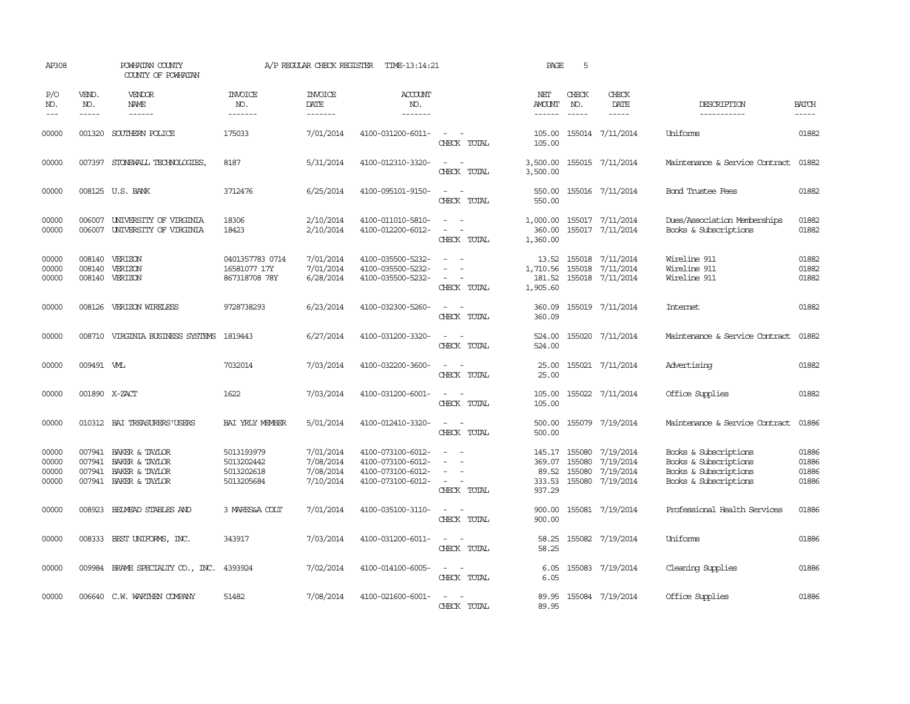AP308 POWHATAN COUNTY A/P REGULAR CHECK REGISTER TIME-13:14:21 PAGE 5

COUNTY OF POWHATAN

| P/O NO. | VEND. NO. | VENDOR NAME | INVOICE NO. | INVOICE DATE | ACCOUNT NO. | | NET AMOUNT | CHECK NO. | CHECK DATE | DESCRIPTION | BATCH |
|---|---|---|---|---|---|---|---|---|---|---|---|
| --- | ----- | ------ | ------- | ------- | ------- | | ------ | ----- | ----- | ----------- | ----- |
| 00000 | 001320 | SOUTHERN POLICE | 175033 | 7/01/2014 | 4100-031200-6011- | - - | 105.00 | 155014 | 7/11/2014 | Uniforms | 01882 |
| | | | | | | CHECK TOTAL | 105.00 | | | | |
| 00000 | 007397 | STONEWALL TECHNOLOGIES, | 8187 | 5/31/2014 | 4100-012310-3320- | - - | 3,500.00 | 155015 | 7/11/2014 | Maintenance & Service Contract | 01882 |
| | | | | | | CHECK TOTAL | 3,500.00 | | | | |
| 00000 | 008125 | U.S. BANK | 3712476 | 6/25/2014 | 4100-095101-9150- | - - | 550.00 | 155016 | 7/11/2014 | Bond Trustee Fees | 01882 |
| | | | | | | CHECK TOTAL | 550.00 | | | | |
| 00000 | 006007 | UNIVERSITY OF VIRGINIA | 18306 | 2/10/2014 | 4100-011010-5810- | - - | 1,000.00 | 155017 | 7/11/2014 | Dues/Association Memberships | 01882 |
| 00000 | 006007 | UNIVERSITY OF VIRGINIA | 18423 | 2/10/2014 | 4100-012200-6012- | - - | 360.00 | 155017 | 7/11/2014 | Books & Subscriptions | 01882 |
| | | | | | | CHECK TOTAL | 1,360.00 | | | | |
| 00000 | 008140 | VERIZON | 0401357783 0714 | 7/01/2014 | 4100-035500-5232- | - - | 13.52 | 155018 | 7/11/2014 | Wireline 911 | 01882 |
| 00000 | 008140 | VERIZON | 16581077 17Y | 7/01/2014 | 4100-035500-5232- | - - | 1,710.56 | 155018 | 7/11/2014 | Wireline 911 | 01882 |
| 00000 | 008140 | VERIZON | 867318708 78Y | 6/28/2014 | 4100-035500-5232- | - - | 181.52 | 155018 | 7/11/2014 | Wireline 911 | 01882 |
| | | | | | | CHECK TOTAL | 1,905.60 | | | | |
| 00000 | 008126 | VERIZON WIRELESS | 9728738293 | 6/23/2014 | 4100-032300-5260- | - - | 360.09 | 155019 | 7/11/2014 | Internet | 01882 |
| | | | | | | CHECK TOTAL | 360.09 | | | | |
| 00000 | 008710 | VIRGINIA BUSINESS SYSTEMS | 1819443 | 6/27/2014 | 4100-031200-3320- | - - | 524.00 | 155020 | 7/11/2014 | Maintenance & Service Contract | 01882 |
| | | | | | | CHECK TOTAL | 524.00 | | | | |
| 00000 | 009491 | VML | 7032014 | 7/03/2014 | 4100-032200-3600- | - - | 25.00 | 155021 | 7/11/2014 | Advertising | 01882 |
| | | | | | | CHECK TOTAL | 25.00 | | | | |
| 00000 | 001890 | X-ZACT | 1622 | 7/03/2014 | 4100-031200-6001- | - - | 105.00 | 155022 | 7/11/2014 | Office Supplies | 01882 |
| | | | | | | CHECK TOTAL | 105.00 | | | | |
| 00000 | 010312 | BAI TREASURERS'USERS | BAI YRLY MEMBER | 5/01/2014 | 4100-012410-3320- | - - | 500.00 | 155079 | 7/19/2014 | Maintenance & Service Contract | 01886 |
| | | | | | | CHECK TOTAL | 500.00 | | | | |
| 00000 | 007941 | BAKER & TAYLOR | 5013193979 | 7/01/2014 | 4100-073100-6012- | - - | 145.17 | 155080 | 7/19/2014 | Books & Subscriptions | 01886 |
| 00000 | 007941 | BAKER & TAYLOR | 5013202442 | 7/08/2014 | 4100-073100-6012- | - - | 369.07 | 155080 | 7/19/2014 | Books & Subscriptions | 01886 |
| 00000 | 007941 | BAKER & TAYLOR | 5013202618 | 7/08/2014 | 4100-073100-6012- | - - | 89.52 | 155080 | 7/19/2014 | Books & Subscriptions | 01886 |
| 00000 | 007941 | BAKER & TAYLOR | 5013205684 | 7/10/2014 | 4100-073100-6012- | - - | 333.53 | 155080 | 7/19/2014 | Books & Subscriptions | 01886 |
| | | | | | | CHECK TOTAL | 937.29 | | | | |
| 00000 | 008923 | BELMEAD STABLES AND | 3 MARES&A COLT | 7/01/2014 | 4100-035100-3110- | - - | 900.00 | 155081 | 7/19/2014 | Professional Health Services | 01886 |
| | | | | | | CHECK TOTAL | 900.00 | | | | |
| 00000 | 008333 | BEST UNIFORMS, INC. | 343917 | 7/03/2014 | 4100-031200-6011- | - - | 58.25 | 155082 | 7/19/2014 | Uniforms | 01886 |
| | | | | | | CHECK TOTAL | 58.25 | | | | |
| 00000 | 009984 | BRAME SPECIALTY CO., INC. | 4393924 | 7/02/2014 | 4100-014100-6005- | - - | 6.05 | 155083 | 7/19/2014 | Cleaning Supplies | 01886 |
| | | | | | | CHECK TOTAL | 6.05 | | | | |
| 00000 | 006640 | C.W. WARTHEN COMPANY | 51482 | 7/08/2014 | 4100-021600-6001- | - - | 89.95 | 155084 | 7/19/2014 | Office Supplies | 01886 |
| | | | | | | CHECK TOTAL | 89.95 | | | | |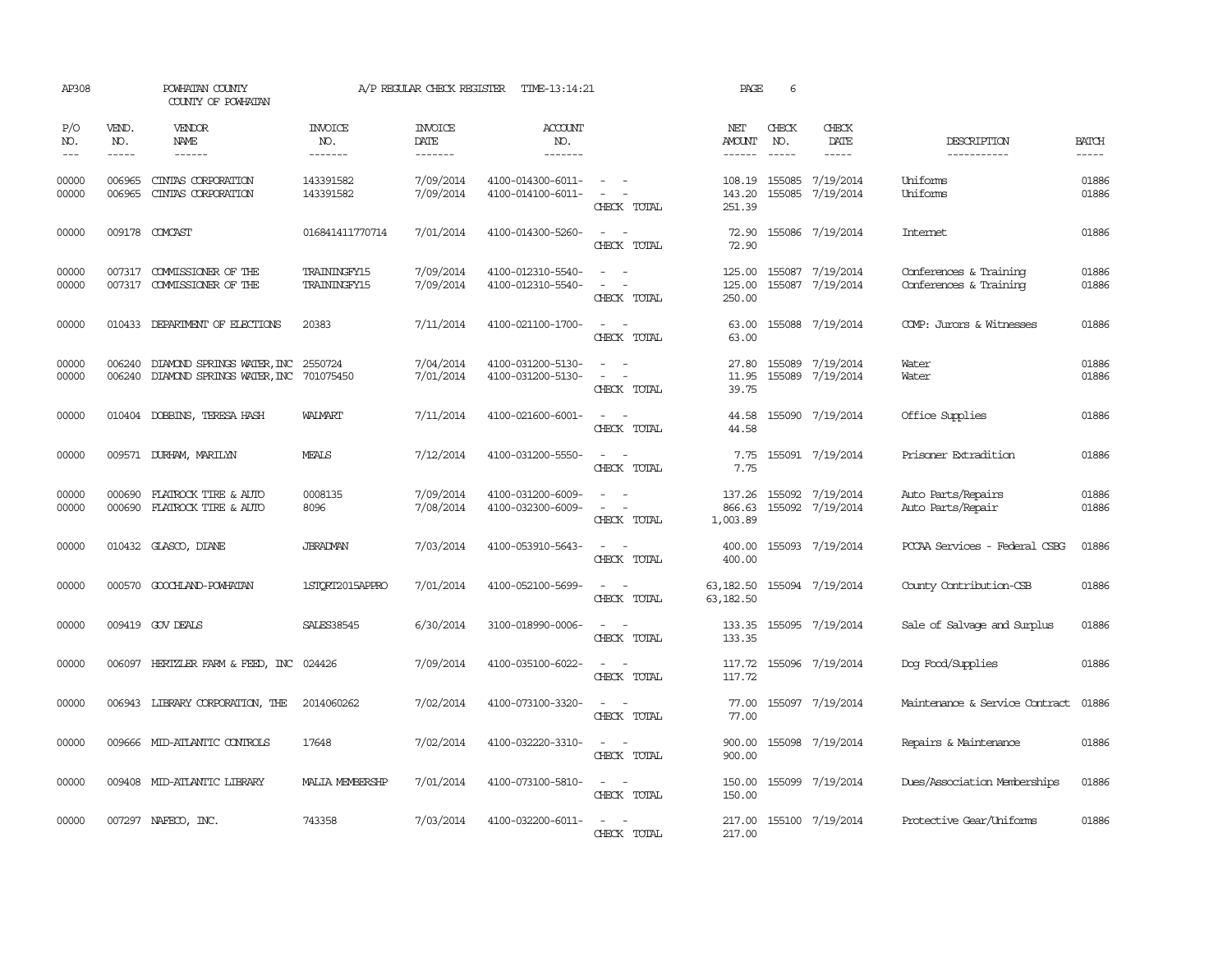AP308 POWHATAN COUNTY A/P REGULAR CHECK REGISTER TIME-13:14:21 PAGE 6
COUNTY OF POWHATAN

| P/O NO. | VEND. NO. | VENDOR NAME | INVOICE NO. | INVOICE DATE | ACCOUNT NO. | | NET AMOUNT | CHECK NO. | CHECK DATE | DESCRIPTION | BATCH |
|---|---|---|---|---|---|---|---|---|---|---|---|
| 00000 | 006965 | CINTAS CORPORATION | 143391582 | 7/09/2014 | 4100-014300-6011- | - - | 108.19 | 155085 | 7/19/2014 | Uniforms | 01886 |
| 00000 | 006965 | CINTAS CORPORATION | 143391582 | 7/09/2014 | 4100-014100-6011- | - - | 143.20 | 155085 | 7/19/2014 | Uniforms | 01886 |
| | | | | | | CHECK TOTAL | 251.39 | | | | |
| 00000 | 009178 | COMCAST | 016841411770714 | 7/01/2014 | 4100-014300-5260- | - - | 72.90 | 155086 | 7/19/2014 | Internet | 01886 |
| | | | | | | CHECK TOTAL | 72.90 | | | | |
| 00000 | 007317 | COMMISSIONER OF THE | TRAININGFY15 | 7/09/2014 | 4100-012310-5540- | - - | 125.00 | 155087 | 7/19/2014 | Conferences & Training | 01886 |
| 00000 | 007317 | COMMISSIONER OF THE | TRAININGFY15 | 7/09/2014 | 4100-012310-5540- | - - | 125.00 | 155087 | 7/19/2014 | Conferences & Training | 01886 |
| | | | | | | CHECK TOTAL | 250.00 | | | | |
| 00000 | 010433 | DEPARTMENT OF ELECTIONS | 20383 | 7/11/2014 | 4100-021100-1700- | - - | 63.00 | 155088 | 7/19/2014 | COMP: Jurors & Witnesses | 01886 |
| | | | | | | CHECK TOTAL | 63.00 | | | | |
| 00000 | 006240 | DIAMOND SPRINGS WATER, INC | 2550724 | 7/04/2014 | 4100-031200-5130- | - - | 27.80 | 155089 | 7/19/2014 | Water | 01886 |
| 00000 | 006240 | DIAMOND SPRINGS WATER, INC | 701075450 | 7/01/2014 | 4100-031200-5130- | - - | 11.95 | 155089 | 7/19/2014 | Water | 01886 |
| | | | | | | CHECK TOTAL | 39.75 | | | | |
| 00000 | 010404 | DOBBINS, TERESA HASH | WALMART | 7/11/2014 | 4100-021600-6001- | - - | 44.58 | 155090 | 7/19/2014 | Office Supplies | 01886 |
| | | | | | | CHECK TOTAL | 44.58 | | | | |
| 00000 | 009571 | DURHAM, MARILYN | MEALS | 7/12/2014 | 4100-031200-5550- | - - | 7.75 | 155091 | 7/19/2014 | Prisoner Extradition | 01886 |
| | | | | | | CHECK TOTAL | 7.75 | | | | |
| 00000 | 000690 | FLATROCK TIRE & AUTO | 0008135 | 7/09/2014 | 4100-031200-6009- | - - | 137.26 | 155092 | 7/19/2014 | Auto Parts/Repairs | 01886 |
| 00000 | 000690 | FLATROCK TIRE & AUTO | 8096 | 7/08/2014 | 4100-032300-6009- | - - | 866.63 | 155092 | 7/19/2014 | Auto Parts/Repair | 01886 |
| | | | | | | CHECK TOTAL | 1,003.89 | | | | |
| 00000 | 010432 | GLASCO, DIANE | JBRADMAN | 7/03/2014 | 4100-053910-5643- | - - | 400.00 | 155093 | 7/19/2014 | PCCAA Services - Federal CSBG | 01886 |
| | | | | | | CHECK TOTAL | 400.00 | | | | |
| 00000 | 000570 | GOOCHLAND-POWHATAN | 1STQRT2015APPRO | 7/01/2014 | 4100-052100-5699- | - - | 63,182.50 | 155094 | 7/19/2014 | County Contribution-CSB | 01886 |
| | | | | | | CHECK TOTAL | 63,182.50 | | | | |
| 00000 | 009419 | GOV DEALS | SALES38545 | 6/30/2014 | 3100-018990-0006- | - - | 133.35 | 155095 | 7/19/2014 | Sale of Salvage and Surplus | 01886 |
| | | | | | | CHECK TOTAL | 133.35 | | | | |
| 00000 | 006097 | HERTZLER FARM & FEED, INC | 024426 | 7/09/2014 | 4100-035100-6022- | - - | 117.72 | 155096 | 7/19/2014 | Dog Food/Supplies | 01886 |
| | | | | | | CHECK TOTAL | 117.72 | | | | |
| 00000 | 006943 | LIBRARY CORPORATION, THE | 2014060262 | 7/02/2014 | 4100-073100-3320- | - - | 77.00 | 155097 | 7/19/2014 | Maintenance & Service Contract | 01886 |
| | | | | | | CHECK TOTAL | 77.00 | | | | |
| 00000 | 009666 | MID-ATLANTIC CONTROLS | 17648 | 7/02/2014 | 4100-032220-3310- | - - | 900.00 | 155098 | 7/19/2014 | Repairs & Maintenance | 01886 |
| | | | | | | CHECK TOTAL | 900.00 | | | | |
| 00000 | 009408 | MID-ATLANTIC LIBRARY | MALIA MEMBERSHP | 7/01/2014 | 4100-073100-5810- | - - | 150.00 | 155099 | 7/19/2014 | Dues/Association Memberships | 01886 |
| | | | | | | CHECK TOTAL | 150.00 | | | | |
| 00000 | 007297 | NAFECO, INC. | 743358 | 7/03/2014 | 4100-032200-6011- | - - | 217.00 | 155100 | 7/19/2014 | Protective Gear/Uniforms | 01886 |
| | | | | | | CHECK TOTAL | 217.00 | | | | |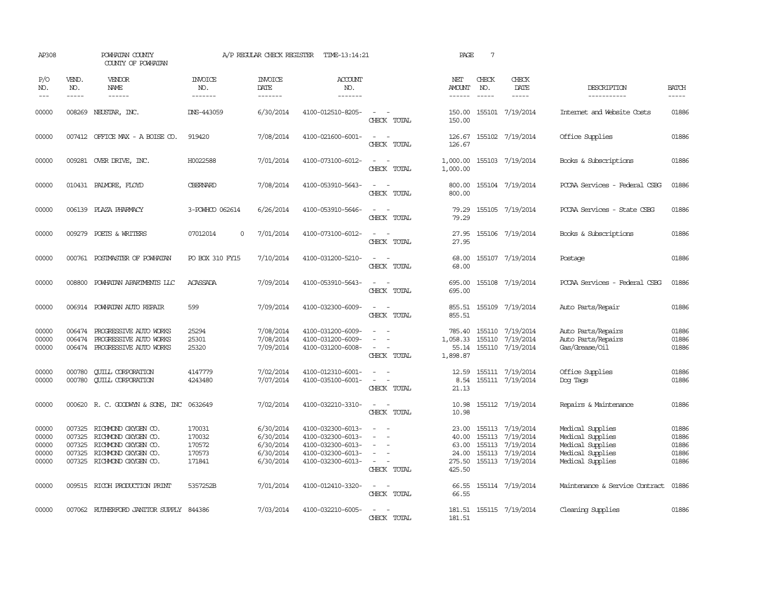AP308 POWHATAN COUNTY COUNTY OF POWHATAN A/P REGULAR CHECK REGISTER TIME-13:14:21 PAGE 7

| P/O NO. | VEND. NO. | VENDOR NAME | INVOICE NO. | INVOICE DATE | ACCOUNT NO. | | NET AMOUNT | CHECK NO. | CHECK DATE | DESCRIPTION | BATCH |
|---|---|---|---|---|---|---|---|---|---|---|---|
| 00000 | 008269 | NEUSTAR, INC. | DNS-443059 | 6/30/2014 | 4100-012510-8205- | - - | 150.00 | 155101 | 7/19/2014 | Internet and Website Costs | 01886 |
| | | | | | | CHECK TOTAL | 150.00 | | | | |
| 00000 | 007412 | OFFICE MAX - A BOISE CO. | 919420 | 7/08/2014 | 4100-021600-6001- | - - | 126.67 | 155102 | 7/19/2014 | Office Supplies | 01886 |
| | | | | | | CHECK TOTAL | 126.67 | | | | |
| 00000 | 009281 | OVER DRIVE, INC. | H0022588 | 7/01/2014 | 4100-073100-6012- | - - | 1,000.00 | 155103 | 7/19/2014 | Books & Subscriptions | 01886 |
| | | | | | | CHECK TOTAL | 1,000.00 | | | | |
| 00000 | 010431 | PALMORE, FLOYD | CBERNARD | 7/08/2014 | 4100-053910-5643- | - - | 800.00 | 155104 | 7/19/2014 | PCCAA Services - Federal CSBG | 01886 |
| | | | | | | CHECK TOTAL | 800.00 | | | | |
| 00000 | 006139 | PLAZA PHARMACY | 3-POWHCO 062614 | 6/26/2014 | 4100-053910-5646- | - - | 79.29 | 155105 | 7/19/2014 | PCCAA Services - State CSBG | 01886 |
| | | | | | | CHECK TOTAL | 79.29 | | | | |
| 00000 | 009279 | POETS & WRITERS | 07012014 0 | 7/01/2014 | 4100-073100-6012- | - - | 27.95 | 155106 | 7/19/2014 | Books & Subscriptions | 01886 |
| | | | | | | CHECK TOTAL | 27.95 | | | | |
| 00000 | 000761 | POSTMASTER OF POWHATAN | PO BOX 310 FY15 | 7/10/2014 | 4100-031200-5210- | - - | 68.00 | 155107 | 7/19/2014 | Postage | 01886 |
| | | | | | | CHECK TOTAL | 68.00 | | | | |
| 00000 | 008800 | POWHATAN APARTMENTS LLC | ACASSADA | 7/09/2014 | 4100-053910-5643- | - - | 695.00 | 155108 | 7/19/2014 | PCCAA Services - Federal CSBG | 01886 |
| | | | | | | CHECK TOTAL | 695.00 | | | | |
| 00000 | 006914 | POWHATAN AUTO REPAIR | 599 | 7/09/2014 | 4100-032300-6009- | - - | 855.51 | 155109 | 7/19/2014 | Auto Parts/Repair | 01886 |
| | | | | | | CHECK TOTAL | 855.51 | | | | |
| 00000 | 006474 | PROGRESSIVE AUTO WORKS | 25294 | 7/08/2014 | 4100-031200-6009- | - - | 785.40 | 155110 | 7/19/2014 | Auto Parts/Repairs | 01886 |
| 00000 | 006474 | PROGRESSIVE AUTO WORKS | 25301 | 7/08/2014 | 4100-031200-6009- | - - | 1,058.33 | 155110 | 7/19/2014 | Auto Parts/Repairs | 01886 |
| 00000 | 006474 | PROGRESSIVE AUTO WORKS | 25320 | 7/09/2014 | 4100-031200-6008- | - - | 55.14 | 155110 | 7/19/2014 | Gas/Grease/Oil | 01886 |
| | | | | | | CHECK TOTAL | 1,898.87 | | | | |
| 00000 | 000780 | QUILL CORPORATION | 4147779 | 7/02/2014 | 4100-012310-6001- | - - | 12.59 | 155111 | 7/19/2014 | Office Supplies | 01886 |
| 00000 | 000780 | QUILL CORPORATION | 4243480 | 7/07/2014 | 4100-035100-6001- | - - | 8.54 | 155111 | 7/19/2014 | Dog Tags | 01886 |
| | | | | | | CHECK TOTAL | 21.13 | | | | |
| 00000 | 000620 | R. C. GOODWYN & SONS, INC | 0632649 | 7/02/2014 | 4100-032210-3310- | - - | 10.98 | 155112 | 7/19/2014 | Repairs & Maintenance | 01886 |
| | | | | | | CHECK TOTAL | 10.98 | | | | |
| 00000 | 007325 | RICHMOND OXYGEN CO. | 170031 | 6/30/2014 | 4100-032300-6013- | - - | 23.00 | 155113 | 7/19/2014 | Medical Supplies | 01886 |
| 00000 | 007325 | RICHMOND OXYGEN CO. | 170032 | 6/30/2014 | 4100-032300-6013- | - - | 40.00 | 155113 | 7/19/2014 | Medical Supplies | 01886 |
| 00000 | 007325 | RICHMOND OXYGEN CO. | 170572 | 6/30/2014 | 4100-032300-6013- | - - | 63.00 | 155113 | 7/19/2014 | Medical Supplies | 01886 |
| 00000 | 007325 | RICHMOND OXYGEN CO. | 170573 | 6/30/2014 | 4100-032300-6013- | - - | 24.00 | 155113 | 7/19/2014 | Medical Supplies | 01886 |
| 00000 | 007325 | RICHMOND OXYGEN CO. | 171841 | 6/30/2014 | 4100-032300-6013- | - - | 275.50 | 155113 | 7/19/2014 | Medical Supplies | 01886 |
| | | | | | | CHECK TOTAL | 425.50 | | | | |
| 00000 | 009515 | RICOH PRODUCTION PRINT | 5357252B | 7/01/2014 | 4100-012410-3320- | - - | 66.55 | 155114 | 7/19/2014 | Maintenance & Service Contract | 01886 |
| | | | | | | CHECK TOTAL | 66.55 | | | | |
| 00000 | 007062 | RUTHERFORD JANITOR SUPPLY | 844386 | 7/03/2014 | 4100-032210-6005- | - - | 181.51 | 155115 | 7/19/2014 | Cleaning Supplies | 01886 |
| | | | | | | CHECK TOTAL | 181.51 | | | | |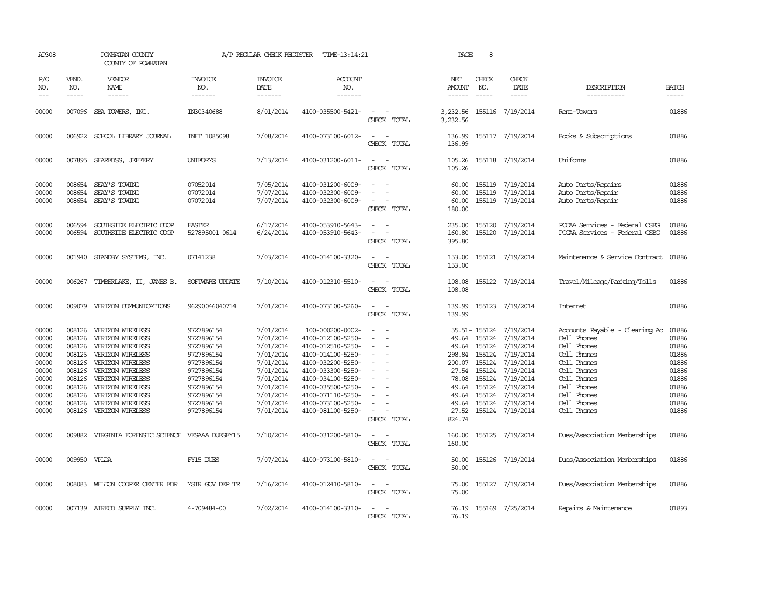AP308 POWHATAN COUNTY COUNTY OF POWHATAN A/P REGULAR CHECK REGISTER TIME-13:14:21 PAGE 8

| P/O NO. | VEND. NO. | VENDOR NAME | INVOICE NO. | INVOICE DATE | ACCOUNT NO. | | NET AMOUNT | CHECK NO. | CHECK DATE | DESCRIPTION | BATCH |
|---|---|---|---|---|---|---|---|---|---|---|---|
| 00000 | 007096 | SBA TOWERS, INC. | IN30340688 | 8/01/2014 | 4100-035500-5421- | - - | 3,232.56 | 155116 | 7/19/2014 | Rent-Towers | 01886 |
| | | | | | | CHECK TOTAL | 3,232.56 | | | | |
| 00000 | 006922 | SCHOOL LIBRARY JOURNAL | INET 1085098 | 7/08/2014 | 4100-073100-6012- | - - | 136.99 | 155117 | 7/19/2014 | Books & Subscriptions | 01886 |
| | | | | | | CHECK TOTAL | 136.99 | | | | |
| 00000 | 007895 | SEARFOSS, JEFFERY | UNIFORMS | 7/13/2014 | 4100-031200-6011- | - - | 105.26 | 155118 | 7/19/2014 | Uniforms | 01886 |
| | | | | | | CHECK TOTAL | 105.26 | | | | |
| 00000 | 008654 | SEAY'S TOWING | 07052014 | 7/05/2014 | 4100-031200-6009- | - - | 60.00 | 155119 | 7/19/2014 | Auto Parts/Repairs | 01886 |
| 00000 | 008654 | SEAY'S TOWING | 07072014 | 7/07/2014 | 4100-032300-6009- | - - | 60.00 | 155119 | 7/19/2014 | Auto Parts/Repair | 01886 |
| 00000 | 008654 | SEAY'S TOWING | 07072014 | 7/07/2014 | 4100-032300-6009- | - - | 60.00 | 155119 | 7/19/2014 | Auto Parts/Repair | 01886 |
| | | | | | | CHECK TOTAL | 180.00 | | | | |
| 00000 | 006594 | SOUTHSIDE ELECTRIC COOP | EASTER | 6/17/2014 | 4100-053910-5643- | - - | 235.00 | 155120 | 7/19/2014 | PCCAA Services - Federal CSBG | 01886 |
| 00000 | 006594 | SOUTHSIDE ELECTRIC COOP | 527895001 0614 | 6/24/2014 | 4100-053910-5643- | - - | 160.80 | 155120 | 7/19/2014 | PCCAA Services - Federal CSBG | 01886 |
| | | | | | | CHECK TOTAL | 395.80 | | | | |
| 00000 | 001940 | STANDBY SYSTEMS, INC. | 07141238 | 7/03/2014 | 4100-014100-3320- | - - | 153.00 | 155121 | 7/19/2014 | Maintenance & Service Contract | 01886 |
| | | | | | | CHECK TOTAL | 153.00 | | | | |
| 00000 | 006267 | TIMBERLAKE, II, JAMES B. | SOFTWARE UPDATE | 7/10/2014 | 4100-012310-5510- | - - | 108.08 | 155122 | 7/19/2014 | Travel/Mileage/Parking/Tolls | 01886 |
| | | | | | | CHECK TOTAL | 108.08 | | | | |
| 00000 | 009079 | VERIZON COMMUNICATIONS | 96290046040714 | 7/01/2014 | 4100-073100-5260- | - - | 139.99 | 155123 | 7/19/2014 | Internet | 01886 |
| | | | | | | CHECK TOTAL | 139.99 | | | | |
| 00000 | 008126 | VERIZON WIRELESS | 9727896154 | 7/01/2014 | 100-000200-0002- | - - | 55.51- | 155124 | 7/19/2014 | Accounts Payable - Clearing Ac | 01886 |
| 00000 | 008126 | VERIZON WIRELESS | 9727896154 | 7/01/2014 | 4100-012100-5250- | - - | 49.64 | 155124 | 7/19/2014 | Cell Phones | 01886 |
| 00000 | 008126 | VERIZON WIRELESS | 9727896154 | 7/01/2014 | 4100-012510-5250- | - - | 49.64 | 155124 | 7/19/2014 | Cell Phones | 01886 |
| 00000 | 008126 | VERIZON WIRELESS | 9727896154 | 7/01/2014 | 4100-014100-5250- | - - | 298.84 | 155124 | 7/19/2014 | Cell Phones | 01886 |
| 00000 | 008126 | VERIZON WIRELESS | 9727896154 | 7/01/2014 | 4100-032200-5250- | - - | 200.07 | 155124 | 7/19/2014 | Cell Phones | 01886 |
| 00000 | 008126 | VERIZON WIRELESS | 9727896154 | 7/01/2014 | 4100-033300-5250- | - - | 27.54 | 155124 | 7/19/2014 | Cell Phones | 01886 |
| 00000 | 008126 | VERIZON WIRELESS | 9727896154 | 7/01/2014 | 4100-034100-5250- | - - | 78.08 | 155124 | 7/19/2014 | Cell Phones | 01886 |
| 00000 | 008126 | VERIZON WIRELESS | 9727896154 | 7/01/2014 | 4100-035500-5250- | - - | 49.64 | 155124 | 7/19/2014 | Cell Phones | 01886 |
| 00000 | 008126 | VERIZON WIRELESS | 9727896154 | 7/01/2014 | 4100-071110-5250- | - - | 49.64 | 155124 | 7/19/2014 | Cell Phones | 01886 |
| 00000 | 008126 | VERIZON WIRELESS | 9727896154 | 7/01/2014 | 4100-073100-5250- | - - | 49.64 | 155124 | 7/19/2014 | Cell Phones | 01886 |
| 00000 | 008126 | VERIZON WIRELESS | 9727896154 | 7/01/2014 | 4100-081100-5250- | - - | 27.52 | 155124 | 7/19/2014 | Cell Phones | 01886 |
| | | | | | | CHECK TOTAL | 824.74 | | | | |
| 00000 | 009882 | VIRGINIA FORENSIC SCIENCE | VFSAAA DUESFY15 | 7/10/2014 | 4100-031200-5810- | - - | 160.00 | 155125 | 7/19/2014 | Dues/Association Memberships | 01886 |
| | | | | | | CHECK TOTAL | 160.00 | | | | |
| 00000 | 009950 | VPLDA | FY15 DUES | 7/07/2014 | 4100-073100-5810- | - - | 50.00 | 155126 | 7/19/2014 | Dues/Association Memberships | 01886 |
| | | | | | | CHECK TOTAL | 50.00 | | | | |
| 00000 | 008083 | WELDON COOPER CENTER FOR | MSTR GOV DEP TR | 7/16/2014 | 4100-012410-5810- | - - | 75.00 | 155127 | 7/19/2014 | Dues/Association Memberships | 01886 |
| | | | | | | CHECK TOTAL | 75.00 | | | | |
| 00000 | 007139 | AIRECO SUPPLY INC. | 4-709484-00 | 7/02/2014 | 4100-014100-3310- | - - | 76.19 | 155169 | 7/25/2014 | Repairs & Maintenance | 01893 |
| | | | | | | CHECK TOTAL | 76.19 | | | | |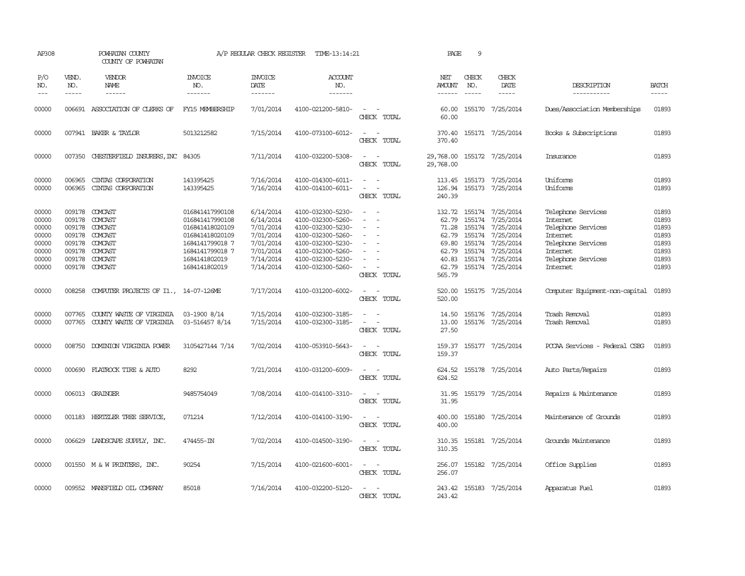AP308 POWHATAN COUNTY A/P REGULAR CHECK REGISTER TIME-13:14:21 PAGE 9

COUNTY OF POWHATAN

| P/O NO. | VEND. NO. | VENDOR NAME | INVOICE NO. | INVOICE DATE | ACCOUNT NO. | | NET AMOUNT | CHECK NO. | CHECK DATE | DESCRIPTION | BATCH |
|---|---|---|---|---|---|---|---|---|---|---|---|
| 00000 | 006691 | ASSOCIATION OF CLERKS OF | FY15 MEMBERSHIP | 7/01/2014 | 4100-021200-5810- | - - | 60.00 | 155170 | 7/25/2014 | Dues/Association Memberships | 01893 |
| | | | | | | CHECK TOTAL | 60.00 | | | | |
| 00000 | 007941 | BAKER & TAYLOR | 5013212582 | 7/15/2014 | 4100-073100-6012- | - - | 370.40 | 155171 | 7/25/2014 | Books & Subscriptions | 01893 |
| | | | | | | CHECK TOTAL | 370.40 | | | | |
| 00000 | 007350 | CHESTERFIELD INSURERS,INC | 84305 | 7/11/2014 | 4100-032200-5308- | - - | 29,768.00 | 155172 | 7/25/2014 | Insurance | 01893 |
| | | | | | | CHECK TOTAL | 29,768.00 | | | | |
| 00000 | 006965 | CINTAS CORPORATION | 143395425 | 7/16/2014 | 4100-014300-6011- | - - | 113.45 | 155173 | 7/25/2014 | Uniforms | 01893 |
| 00000 | 006965 | CINTAS CORPORATION | 143395425 | 7/16/2014 | 4100-014100-6011- | - - | 126.94 | 155173 | 7/25/2014 | Uniforms | 01893 |
| | | | | | | CHECK TOTAL | 240.39 | | | | |
| 00000 | 009178 | COMCAST | 016841417990108 | 6/14/2014 | 4100-032300-5230- | - - | 132.72 | 155174 | 7/25/2014 | Telephone Services | 01893 |
| 00000 | 009178 | COMCAST | 016841417990108 | 6/14/2014 | 4100-032300-5260- | - - | 62.79 | 155174 | 7/25/2014 | Internet | 01893 |
| 00000 | 009178 | COMCAST | 016841418020109 | 7/01/2014 | 4100-032300-5230- | - - | 71.28 | 155174 | 7/25/2014 | Telephone Services | 01893 |
| 00000 | 009178 | COMCAST | 016841418020109 | 7/01/2014 | 4100-032300-5260- | - - | 62.79 | 155174 | 7/25/2014 | Internet | 01893 |
| 00000 | 009178 | COMCAST | 1684141799018 7 | 7/01/2014 | 4100-032300-5230- | - - | 69.80 | 155174 | 7/25/2014 | Telephone Services | 01893 |
| 00000 | 009178 | COMCAST | 1684141799018 7 | 7/01/2014 | 4100-032300-5260- | - - | 62.79 | 155174 | 7/25/2014 | Internet | 01893 |
| 00000 | 009178 | COMCAST | 1684141802019 | 7/14/2014 | 4100-032300-5230- | - - | 40.83 | 155174 | 7/25/2014 | Telephone Services | 01893 |
| 00000 | 009178 | COMCAST | 1684141802019 | 7/14/2014 | 4100-032300-5260- | - - | 62.79 | 155174 | 7/25/2014 | Internet | 01893 |
| | | | | | | CHECK TOTAL | 565.79 | | | | |
| 00000 | 008258 | COMPUTER PROJECTS OF Il., | 14-07-126ME | 7/17/2014 | 4100-031200-6002- | - - | 520.00 | 155175 | 7/25/2014 | Computer Equipment-non-capital | 01893 |
| | | | | | | CHECK TOTAL | 520.00 | | | | |
| 00000 | 007765 | COUNTY WASTE OF VIRGINIA | 03-1900 8/14 | 7/15/2014 | 4100-032300-3185- | - - | 14.50 | 155176 | 7/25/2014 | Trash Removal | 01893 |
| 00000 | 007765 | COUNTY WASTE OF VIRGINIA | 03-516457 8/14 | 7/15/2014 | 4100-032300-3185- | - - | 13.00 | 155176 | 7/25/2014 | Trash Removal | 01893 |
| | | | | | | CHECK TOTAL | 27.50 | | | | |
| 00000 | 008750 | DOMINION VIRGINIA POWER | 3105427144 7/14 | 7/02/2014 | 4100-053910-5643- | - - | 159.37 | 155177 | 7/25/2014 | PCCAA Services - Federal CSBG | 01893 |
| | | | | | | CHECK TOTAL | 159.37 | | | | |
| 00000 | 000690 | FLATROCK TIRE & AUTO | 8292 | 7/21/2014 | 4100-031200-6009- | - - | 624.52 | 155178 | 7/25/2014 | Auto Parts/Repairs | 01893 |
| | | | | | | CHECK TOTAL | 624.52 | | | | |
| 00000 | 006013 | GRAINGER | 9485754049 | 7/08/2014 | 4100-014100-3310- | - - | 31.95 | 155179 | 7/25/2014 | Repairs & Maintenance | 01893 |
| | | | | | | CHECK TOTAL | 31.95 | | | | |
| 00000 | 001183 | HERTZLER TREE SERVICE, | 071214 | 7/12/2014 | 4100-014100-3190- | - - | 400.00 | 155180 | 7/25/2014 | Maintenance of Grounds | 01893 |
| | | | | | | CHECK TOTAL | 400.00 | | | | |
| 00000 | 006629 | LANDSCAPE SUPPLY, INC. | 474455-IN | 7/02/2014 | 4100-014500-3190- | - - | 310.35 | 155181 | 7/25/2014 | Grounds Maintenance | 01893 |
| | | | | | | CHECK TOTAL | 310.35 | | | | |
| 00000 | 001550 | M & W PRINTERS, INC. | 90254 | 7/15/2014 | 4100-021600-6001- | - - | 256.07 | 155182 | 7/25/2014 | Office Supplies | 01893 |
| | | | | | | CHECK TOTAL | 256.07 | | | | |
| 00000 | 009552 | MANSFIELD OIL COMPANY | 85018 | 7/16/2014 | 4100-032200-5120- | - - | 243.42 | 155183 | 7/25/2014 | Apparatus Fuel | 01893 |
| | | | | | | CHECK TOTAL | 243.42 | | | | |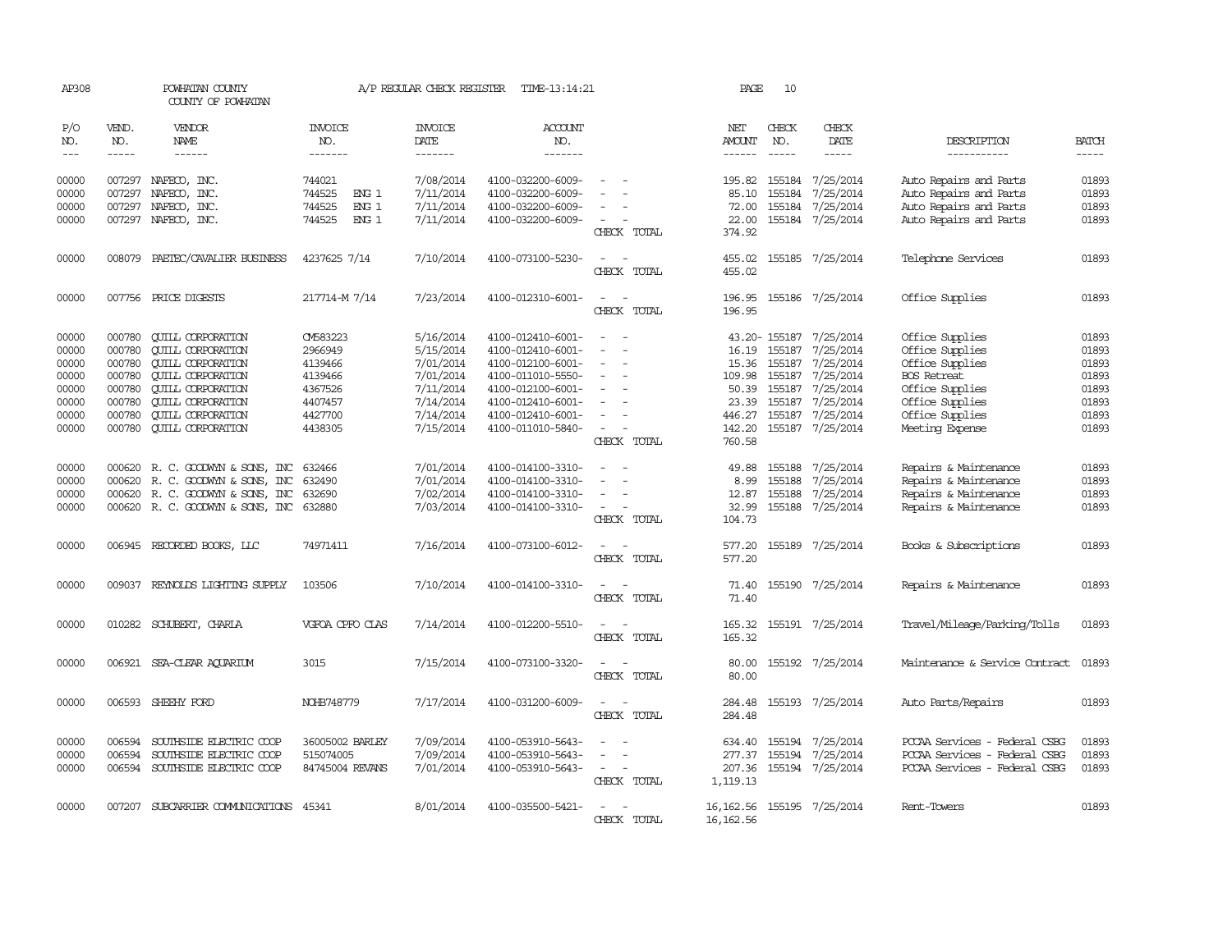AP308 POWHATAN COUNTY A/P REGULAR CHECK REGISTER TIME-13:14:21 PAGE 10
COUNTY OF POWHATAN

| P/O NO. | VEND. NO. | VENDOR NAME | INVOICE NO. | INVOICE DATE | ACCOUNT NO. | | NET AMOUNT | CHECK NO. | CHECK DATE | DESCRIPTION | BATCH |
|---|---|---|---|---|---|---|---|---|---|---|---|
| 00000 | 007297 | NAFECO, INC. | 744021 | 7/08/2014 | 4100-032200-6009- | - - | 195.82 | 155184 | 7/25/2014 | Auto Repairs and Parts | 01893 |
| 00000 | 007297 | NAFECO, INC. | 744525 ENG 1 | 7/11/2014 | 4100-032200-6009- | - - | 85.10 | 155184 | 7/25/2014 | Auto Repairs and Parts | 01893 |
| 00000 | 007297 | NAFECO, INC. | 744525 ENG 1 | 7/11/2014 | 4100-032200-6009- | - - | 72.00 | 155184 | 7/25/2014 | Auto Repairs and Parts | 01893 |
| 00000 | 007297 | NAFECO, INC. | 744525 ENG 1 | 7/11/2014 | 4100-032200-6009- | - - | 22.00 | 155184 | 7/25/2014 | Auto Repairs and Parts | 01893 |
| | | | | | | CHECK TOTAL | 374.92 | | | | |
| 00000 | 008079 | PAETEC/CAVALIER BUSINESS | 4237625 7/14 | 7/10/2014 | 4100-073100-5230- | - - | 455.02 | 155185 | 7/25/2014 | Telephone Services | 01893 |
| | | | | | | CHECK TOTAL | 455.02 | | | | |
| 00000 | 007756 | PRICE DIGESTS | 217714-M 7/14 | 7/23/2014 | 4100-012310-6001- | - - | 196.95 | 155186 | 7/25/2014 | Office Supplies | 01893 |
| | | | | | | CHECK TOTAL | 196.95 | | | | |
| 00000 | 000780 | QUILL CORPORATION | CM583223 | 5/16/2014 | 4100-012410-6001- | - - | 43.20- | 155187 | 7/25/2014 | Office Supplies | 01893 |
| 00000 | 000780 | QUILL CORPORATION | 2966949 | 5/15/2014 | 4100-012410-6001- | - - | 16.19 | 155187 | 7/25/2014 | Office Supplies | 01893 |
| 00000 | 000780 | QUILL CORPORATION | 4139466 | 7/01/2014 | 4100-012100-6001- | - - | 15.36 | 155187 | 7/25/2014 | Office Supplies | 01893 |
| 00000 | 000780 | QUILL CORPORATION | 4139466 | 7/01/2014 | 4100-011010-5550- | - - | 109.98 | 155187 | 7/25/2014 | BOS Retreat | 01893 |
| 00000 | 000780 | QUILL CORPORATION | 4367526 | 7/11/2014 | 4100-012100-6001- | - - | 50.39 | 155187 | 7/25/2014 | Office Supplies | 01893 |
| 00000 | 000780 | QUILL CORPORATION | 4407457 | 7/14/2014 | 4100-012410-6001- | - - | 23.39 | 155187 | 7/25/2014 | Office Supplies | 01893 |
| 00000 | 000780 | QUILL CORPORATION | 4427700 | 7/14/2014 | 4100-012410-6001- | - - | 446.27 | 155187 | 7/25/2014 | Office Supplies | 01893 |
| 00000 | 000780 | QUILL CORPORATION | 4438305 | 7/15/2014 | 4100-011010-5840- | - - | 142.20 | 155187 | 7/25/2014 | Meeting Expense | 01893 |
| | | | | | | CHECK TOTAL | 760.58 | | | | |
| 00000 | 000620 | R. C. GOODWYN & SONS, INC | 632466 | 7/01/2014 | 4100-014100-3310- | - - | 49.88 | 155188 | 7/25/2014 | Repairs & Maintenance | 01893 |
| 00000 | 000620 | R. C. GOODWYN & SONS, INC | 632490 | 7/01/2014 | 4100-014100-3310- | - - | 8.99 | 155188 | 7/25/2014 | Repairs & Maintenance | 01893 |
| 00000 | 000620 | R. C. GOODWYN & SONS, INC | 632690 | 7/02/2014 | 4100-014100-3310- | - - | 12.87 | 155188 | 7/25/2014 | Repairs & Maintenance | 01893 |
| 00000 | 000620 | R. C. GOODWYN & SONS, INC | 632880 | 7/03/2014 | 4100-014100-3310- | - - | 32.99 | 155188 | 7/25/2014 | Repairs & Maintenance | 01893 |
| | | | | | | CHECK TOTAL | 104.73 | | | | |
| 00000 | 006945 | RECORDED BOOKS, LLC | 74971411 | 7/16/2014 | 4100-073100-6012- | - - | 577.20 | 155189 | 7/25/2014 | Books & Subscriptions | 01893 |
| | | | | | | CHECK TOTAL | 577.20 | | | | |
| 00000 | 009037 | REYNOLDS LIGHTING SUPPLY | 103506 | 7/10/2014 | 4100-014100-3310- | - - | 71.40 | 155190 | 7/25/2014 | Repairs & Maintenance | 01893 |
| | | | | | | CHECK TOTAL | 71.40 | | | | |
| 00000 | 010282 | SCHUBERT, CHARLA | VGFOA CPFO CLAS | 7/14/2014 | 4100-012200-5510- | - - | 165.32 | 155191 | 7/25/2014 | Travel/Mileage/Parking/Tolls | 01893 |
| | | | | | | CHECK TOTAL | 165.32 | | | | |
| 00000 | 006921 | SEA-CLEAR AQUARIUM | 3015 | 7/15/2014 | 4100-073100-3320- | - - | 80.00 | 155192 | 7/25/2014 | Maintenance & Service Contract | 01893 |
| | | | | | | CHECK TOTAL | 80.00 | | | | |
| 00000 | 006593 | SHEEHY FORD | NOHB748779 | 7/17/2014 | 4100-031200-6009- | - - | 284.48 | 155193 | 7/25/2014 | Auto Parts/Repairs | 01893 |
| | | | | | | CHECK TOTAL | 284.48 | | | | |
| 00000 | 006594 | SOUTHSIDE ELECTRIC COOP | 36005002 BARLEY | 7/09/2014 | 4100-053910-5643- | - - | 634.40 | 155194 | 7/25/2014 | PCCAA Services - Federal CSBG | 01893 |
| 00000 | 006594 | SOUTHSIDE ELECTRIC COOP | 515074005 | 7/09/2014 | 4100-053910-5643- | - - | 277.37 | 155194 | 7/25/2014 | PCCAA Services - Federal CSBG | 01893 |
| 00000 | 006594 | SOUTHSIDE ELECTRIC COOP | 84745004 REVANS | 7/01/2014 | 4100-053910-5643- | - - | 207.36 | 155194 | 7/25/2014 | PCCAA Services - Federal CSBG | 01893 |
| | | | | | | CHECK TOTAL | 1,119.13 | | | | |
| 00000 | 007207 | SUBCARRIER COMMUNICATIONS | 45341 | 8/01/2014 | 4100-035500-5421- | - - | 16,162.56 | 155195 | 7/25/2014 | Rent-Towers | 01893 |
| | | | | | | CHECK TOTAL | 16,162.56 | | | | |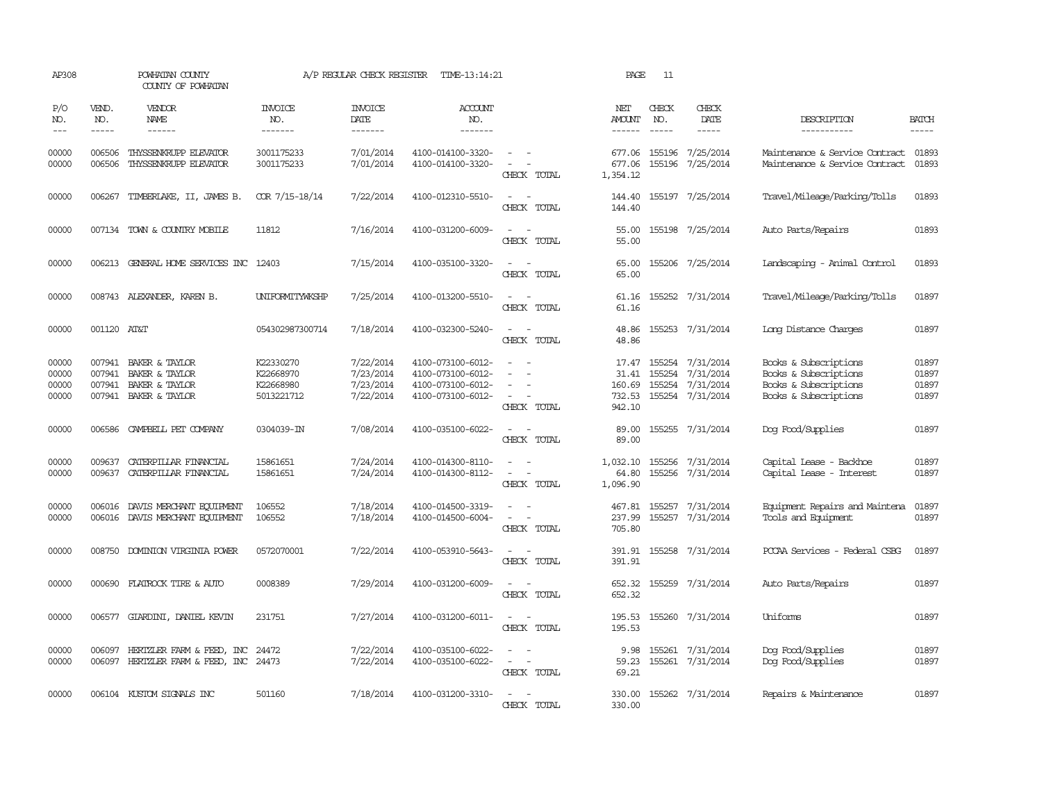AP308 POWHATAN COUNTY A/P REGULAR CHECK REGISTER TIME-13:14:21 PAGE 11

COUNTY OF POWHATAN

| P/O NO. | VEND. NO. | VENDOR NAME | INVOICE NO. | INVOICE DATE | ACCOUNT NO. | | NET AMOUNT | CHECK NO. | CHECK DATE | DESCRIPTION | BATCH |
|---|---|---|---|---|---|---|---|---|---|---|---|
| 00000 | 006506 | THYSSENKRUPP ELEVATOR | 3001175233 | 7/01/2014 | 4100-014100-3320- | - - | 677.06 | 155196 | 7/25/2014 | Maintenance & Service Contract | 01893 |
| 00000 | 006506 | THYSSENKRUPP ELEVATOR | 3001175233 | 7/01/2014 | 4100-014100-3320- | - - | 677.06 | 155196 | 7/25/2014 | Maintenance & Service Contract | 01893 |
| | | | | | | CHECK TOTAL | 1,354.12 | | | | |
| 00000 | 006267 | TIMBERLAKE, II, JAMES B. | COR 7/15-18/14 | 7/22/2014 | 4100-012310-5510- | - - | 144.40 | 155197 | 7/25/2014 | Travel/Mileage/Parking/Tolls | 01893 |
| | | | | | | CHECK TOTAL | 144.40 | | | | |
| 00000 | 007134 | TOWN & COUNTRY MOBILE | 11812 | 7/16/2014 | 4100-031200-6009- | - - | 55.00 | 155198 | 7/25/2014 | Auto Parts/Repairs | 01893 |
| | | | | | | CHECK TOTAL | 55.00 | | | | |
| 00000 | 006213 | GENERAL HOME SERVICES INC | 12403 | 7/15/2014 | 4100-035100-3320- | - - | 65.00 | 155206 | 7/25/2014 | Landscaping - Animal Control | 01893 |
| | | | | | | CHECK TOTAL | 65.00 | | | | |
| 00000 | 008743 | ALEXANDER, KAREN B. | UNIFORMITYWKSHP | 7/25/2014 | 4100-013200-5510- | - - | 61.16 | 155252 | 7/31/2014 | Travel/Mileage/Parking/Tolls | 01897 |
| | | | | | | CHECK TOTAL | 61.16 | | | | |
| 00000 | 001120 | AT&T | 054302987300714 | 7/18/2014 | 4100-032300-5240- | - - | 48.86 | 155253 | 7/31/2014 | Long Distance Charges | 01897 |
| | | | | | | CHECK TOTAL | 48.86 | | | | |
| 00000 | 007941 | BAKER & TAYLOR | K22330270 | 7/22/2014 | 4100-073100-6012- | - - | 17.47 | 155254 | 7/31/2014 | Books & Subscriptions | 01897 |
| 00000 | 007941 | BAKER & TAYLOR | K22668970 | 7/23/2014 | 4100-073100-6012- | - - | 31.41 | 155254 | 7/31/2014 | Books & Subscriptions | 01897 |
| 00000 | 007941 | BAKER & TAYLOR | K22668980 | 7/23/2014 | 4100-073100-6012- | - - | 160.69 | 155254 | 7/31/2014 | Books & Subscriptions | 01897 |
| 00000 | 007941 | BAKER & TAYLOR | 5013221712 | 7/22/2014 | 4100-073100-6012- | - - | 732.53 | 155254 | 7/31/2014 | Books & Subscriptions | 01897 |
| | | | | | | CHECK TOTAL | 942.10 | | | | |
| 00000 | 006586 | CAMPBELL PET COMPANY | 0304039-IN | 7/08/2014 | 4100-035100-6022- | - - | 89.00 | 155255 | 7/31/2014 | Dog Food/Supplies | 01897 |
| | | | | | | CHECK TOTAL | 89.00 | | | | |
| 00000 | 009637 | CATERPILLAR FINANCIAL | 15861651 | 7/24/2014 | 4100-014300-8110- | - - | 1,032.10 | 155256 | 7/31/2014 | Capital Lease - Backhoe | 01897 |
| 00000 | 009637 | CATERPILLAR FINANCIAL | 15861651 | 7/24/2014 | 4100-014300-8112- | - - | 64.80 | 155256 | 7/31/2014 | Capital Lease - Interest | 01897 |
| | | | | | | CHECK TOTAL | 1,096.90 | | | | |
| 00000 | 006016 | DAVIS MERCHANT EQUIPMENT | 106552 | 7/18/2014 | 4100-014500-3319- | - - | 467.81 | 155257 | 7/31/2014 | Equipment Repairs and Maintena | 01897 |
| 00000 | 006016 | DAVIS MERCHANT EQUIPMENT | 106552 | 7/18/2014 | 4100-014500-6004- | - - | 237.99 | 155257 | 7/31/2014 | Tools and Equipment | 01897 |
| | | | | | | CHECK TOTAL | 705.80 | | | | |
| 00000 | 008750 | DOMINION VIRGINIA POWER | 0572070001 | 7/22/2014 | 4100-053910-5643- | - - | 391.91 | 155258 | 7/31/2014 | PCCAA Services - Federal CSBG | 01897 |
| | | | | | | CHECK TOTAL | 391.91 | | | | |
| 00000 | 000690 | FLATROCK TIRE & AUTO | 0008389 | 7/29/2014 | 4100-031200-6009- | - - | 652.32 | 155259 | 7/31/2014 | Auto Parts/Repairs | 01897 |
| | | | | | | CHECK TOTAL | 652.32 | | | | |
| 00000 | 006577 | GIARDINI, DANIEL KEVIN | 231751 | 7/27/2014 | 4100-031200-6011- | - - | 195.53 | 155260 | 7/31/2014 | Uniforms | 01897 |
| | | | | | | CHECK TOTAL | 195.53 | | | | |
| 00000 | 006097 | HERTZLER FARM & FEED, INC | 24472 | 7/22/2014 | 4100-035100-6022- | - - | 9.98 | 155261 | 7/31/2014 | Dog Food/Supplies | 01897 |
| 00000 | 006097 | HERTZLER FARM & FEED, INC | 24473 | 7/22/2014 | 4100-035100-6022- | - - | 59.23 | 155261 | 7/31/2014 | Dog Food/Supplies | 01897 |
| | | | | | | CHECK TOTAL | 69.21 | | | | |
| 00000 | 006104 | KUSTOM SIGNALS INC | 501160 | 7/18/2014 | 4100-031200-3310- | - - | 330.00 | 155262 | 7/31/2014 | Repairs & Maintenance | 01897 |
| | | | | | | CHECK TOTAL | 330.00 | | | | |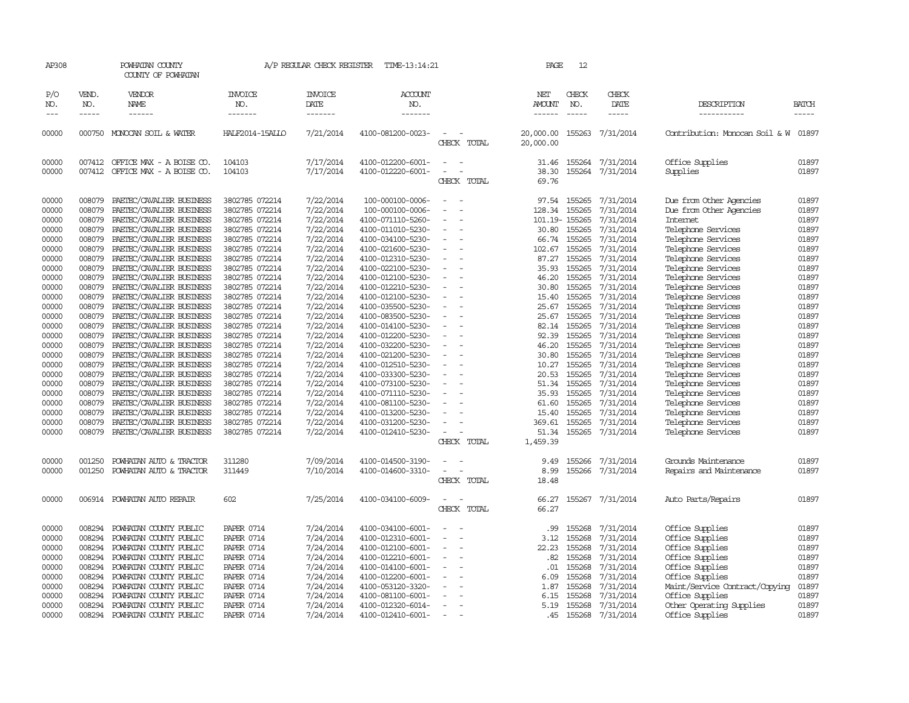AP308 POWHATAN COUNTY A/P REGULAR CHECK REGISTER TIME-13:14:21 PAGE 12
COUNTY OF POWHATAN

| P/O NO. | VEND. NO. | VENDOR NAME | INVOICE NO. | INVOICE DATE | ACCOUNT NO. | | NET AMOUNT | CHECK NO. | CHECK DATE | DESCRIPTION | BATCH |
|---|---|---|---|---|---|---|---|---|---|---|---|
| 00000 | 000750 | MONOCAN SOIL & WATER | HALF2014-15ALLO | 7/21/2014 | 4100-081200-0023- | - - | 20,000.00 | 155263 | 7/31/2014 | Contribution: Monocan Soil & W | 01897 |
| | | | | | | CHECK TOTAL | 20,000.00 | | | | |
| 00000 | 007412 | OFFICE MAX - A BOISE CO. | 104103 | 7/17/2014 | 4100-012200-6001- | - - | 31.46 | 155264 | 7/31/2014 | Office Supplies | 01897 |
| 00000 | 007412 | OFFICE MAX - A BOISE CO. | 104103 | 7/17/2014 | 4100-012220-6001- | - - | 38.30 | 155264 | 7/31/2014 | Supplies | 01897 |
| | | | | | | CHECK TOTAL | 69.76 | | | | |
| 00000 | 008079 | PAETEC/CAVALIER BUSINESS | 3802785 072214 | 7/22/2014 | 100-000100-0006- | - - | 97.54 | 155265 | 7/31/2014 | Due from Other Agencies | 01897 |
| 00000 | 008079 | PAETEC/CAVALIER BUSINESS | 3802785 072214 | 7/22/2014 | 100-000100-0006- | - - | 128.34 | 155265 | 7/31/2014 | Due from Other Agencies | 01897 |
| 00000 | 008079 | PAETEC/CAVALIER BUSINESS | 3802785 072214 | 7/22/2014 | 4100-071110-5260- | - - | 101.19- | 155265 | 7/31/2014 | Internet | 01897 |
| 00000 | 008079 | PAETEC/CAVALIER BUSINESS | 3802785 072214 | 7/22/2014 | 4100-011010-5230- | - - | 30.80 | 155265 | 7/31/2014 | Telephone Services | 01897 |
| 00000 | 008079 | PAETEC/CAVALIER BUSINESS | 3802785 072214 | 7/22/2014 | 4100-034100-5230- | - - | 66.74 | 155265 | 7/31/2014 | Telephone Services | 01897 |
| 00000 | 008079 | PAETEC/CAVALIER BUSINESS | 3802785 072214 | 7/22/2014 | 4100-021600-5230- | - - | 102.67 | 155265 | 7/31/2014 | Telephone Services | 01897 |
| 00000 | 008079 | PAETEC/CAVALIER BUSINESS | 3802785 072214 | 7/22/2014 | 4100-012310-5230- | - - | 87.27 | 155265 | 7/31/2014 | Telephone Services | 01897 |
| 00000 | 008079 | PAETEC/CAVALIER BUSINESS | 3802785 072214 | 7/22/2014 | 4100-022100-5230- | - - | 35.93 | 155265 | 7/31/2014 | Telephone Services | 01897 |
| 00000 | 008079 | PAETEC/CAVALIER BUSINESS | 3802785 072214 | 7/22/2014 | 4100-012100-5230- | - - | 46.20 | 155265 | 7/31/2014 | Telephone Services | 01897 |
| 00000 | 008079 | PAETEC/CAVALIER BUSINESS | 3802785 072214 | 7/22/2014 | 4100-012210-5230- | - - | 30.80 | 155265 | 7/31/2014 | Telephone Services | 01897 |
| 00000 | 008079 | PAETEC/CAVALIER BUSINESS | 3802785 072214 | 7/22/2014 | 4100-012100-5230- | - - | 15.40 | 155265 | 7/31/2014 | Telephone Services | 01897 |
| 00000 | 008079 | PAETEC/CAVALIER BUSINESS | 3802785 072214 | 7/22/2014 | 4100-035500-5230- | - - | 25.67 | 155265 | 7/31/2014 | Telephone Services | 01897 |
| 00000 | 008079 | PAETEC/CAVALIER BUSINESS | 3802785 072214 | 7/22/2014 | 4100-083500-5230- | - - | 25.67 | 155265 | 7/31/2014 | Telephone Services | 01897 |
| 00000 | 008079 | PAETEC/CAVALIER BUSINESS | 3802785 072214 | 7/22/2014 | 4100-014100-5230- | - - | 82.14 | 155265 | 7/31/2014 | Telephone Services | 01897 |
| 00000 | 008079 | PAETEC/CAVALIER BUSINESS | 3802785 072214 | 7/22/2014 | 4100-012200-5230- | - - | 92.39 | 155265 | 7/31/2014 | Telephone Services | 01897 |
| 00000 | 008079 | PAETEC/CAVALIER BUSINESS | 3802785 072214 | 7/22/2014 | 4100-032200-5230- | - - | 46.20 | 155265 | 7/31/2014 | Telephone Services | 01897 |
| 00000 | 008079 | PAETEC/CAVALIER BUSINESS | 3802785 072214 | 7/22/2014 | 4100-021200-5230- | - - | 30.80 | 155265 | 7/31/2014 | Telephone Services | 01897 |
| 00000 | 008079 | PAETEC/CAVALIER BUSINESS | 3802785 072214 | 7/22/2014 | 4100-012510-5230- | - - | 10.27 | 155265 | 7/31/2014 | Telephone Services | 01897 |
| 00000 | 008079 | PAETEC/CAVALIER BUSINESS | 3802785 072214 | 7/22/2014 | 4100-033300-5230- | - - | 20.53 | 155265 | 7/31/2014 | Telephone Services | 01897 |
| 00000 | 008079 | PAETEC/CAVALIER BUSINESS | 3802785 072214 | 7/22/2014 | 4100-073100-5230- | - - | 51.34 | 155265 | 7/31/2014 | Telephone Services | 01897 |
| 00000 | 008079 | PAETEC/CAVALIER BUSINESS | 3802785 072214 | 7/22/2014 | 4100-071110-5230- | - - | 35.93 | 155265 | 7/31/2014 | Telephone Services | 01897 |
| 00000 | 008079 | PAETEC/CAVALIER BUSINESS | 3802785 072214 | 7/22/2014 | 4100-081100-5230- | - - | 61.60 | 155265 | 7/31/2014 | Telephone Services | 01897 |
| 00000 | 008079 | PAETEC/CAVALIER BUSINESS | 3802785 072214 | 7/22/2014 | 4100-013200-5230- | - - | 15.40 | 155265 | 7/31/2014 | Telephone Services | 01897 |
| 00000 | 008079 | PAETEC/CAVALIER BUSINESS | 3802785 072214 | 7/22/2014 | 4100-031200-5230- | - - | 369.61 | 155265 | 7/31/2014 | Telephone Services | 01897 |
| 00000 | 008079 | PAETEC/CAVALIER BUSINESS | 3802785 072214 | 7/22/2014 | 4100-012410-5230- | - - | 51.34 | 155265 | 7/31/2014 | Telephone Services | 01897 |
| | | | | | | CHECK TOTAL | 1,459.39 | | | | |
| 00000 | 001250 | POWHATAN AUTO & TRACTOR | 311280 | 7/09/2014 | 4100-014500-3190- | - - | 9.49 | 155266 | 7/31/2014 | Grounds Maintenance | 01897 |
| 00000 | 001250 | POWHATAN AUTO & TRACTOR | 311449 | 7/10/2014 | 4100-014600-3310- | - - | 8.99 | 155266 | 7/31/2014 | Repairs and Maintenance | 01897 |
| | | | | | | CHECK TOTAL | 18.48 | | | | |
| 00000 | 006914 | POWHATAN AUTO REPAIR | 602 | 7/25/2014 | 4100-034100-6009- | - - | 66.27 | 155267 | 7/31/2014 | Auto Parts/Repairs | 01897 |
| | | | | | | CHECK TOTAL | 66.27 | | | | |
| 00000 | 008294 | POWHATAN COUNTY PUBLIC | PAPER 0714 | 7/24/2014 | 4100-034100-6001- | - - | .99 | 155268 | 7/31/2014 | Office Supplies | 01897 |
| 00000 | 008294 | POWHATAN COUNTY PUBLIC | PAPER 0714 | 7/24/2014 | 4100-012310-6001- | - - | 3.12 | 155268 | 7/31/2014 | Office Supplies | 01897 |
| 00000 | 008294 | POWHATAN COUNTY PUBLIC | PAPER 0714 | 7/24/2014 | 4100-012100-6001- | - - | 22.23 | 155268 | 7/31/2014 | Office Supplies | 01897 |
| 00000 | 008294 | POWHATAN COUNTY PUBLIC | PAPER 0714 | 7/24/2014 | 4100-012210-6001- | - - | .82 | 155268 | 7/31/2014 | Office Supplies | 01897 |
| 00000 | 008294 | POWHATAN COUNTY PUBLIC | PAPER 0714 | 7/24/2014 | 4100-014100-6001- | - - | .01 | 155268 | 7/31/2014 | Office Supplies | 01897 |
| 00000 | 008294 | POWHATAN COUNTY PUBLIC | PAPER 0714 | 7/24/2014 | 4100-012200-6001- | - - | 6.09 | 155268 | 7/31/2014 | Office Supplies | 01897 |
| 00000 | 008294 | POWHATAN COUNTY PUBLIC | PAPER 0714 | 7/24/2014 | 4100-053120-3320- | - - | 1.87 | 155268 | 7/31/2014 | Maint/Service Contract/Copying | 01897 |
| 00000 | 008294 | POWHATAN COUNTY PUBLIC | PAPER 0714 | 7/24/2014 | 4100-081100-6001- | - - | 6.15 | 155268 | 7/31/2014 | Office Supplies | 01897 |
| 00000 | 008294 | POWHATAN COUNTY PUBLIC | PAPER 0714 | 7/24/2014 | 4100-012320-6014- | - - | 5.19 | 155268 | 7/31/2014 | Other Operating Supplies | 01897 |
| 00000 | 008294 | POWHATAN COUNTY PUBLIC | PAPER 0714 | 7/24/2014 | 4100-012410-6001- | - - | .45 | 155268 | 7/31/2014 | Office Supplies | 01897 |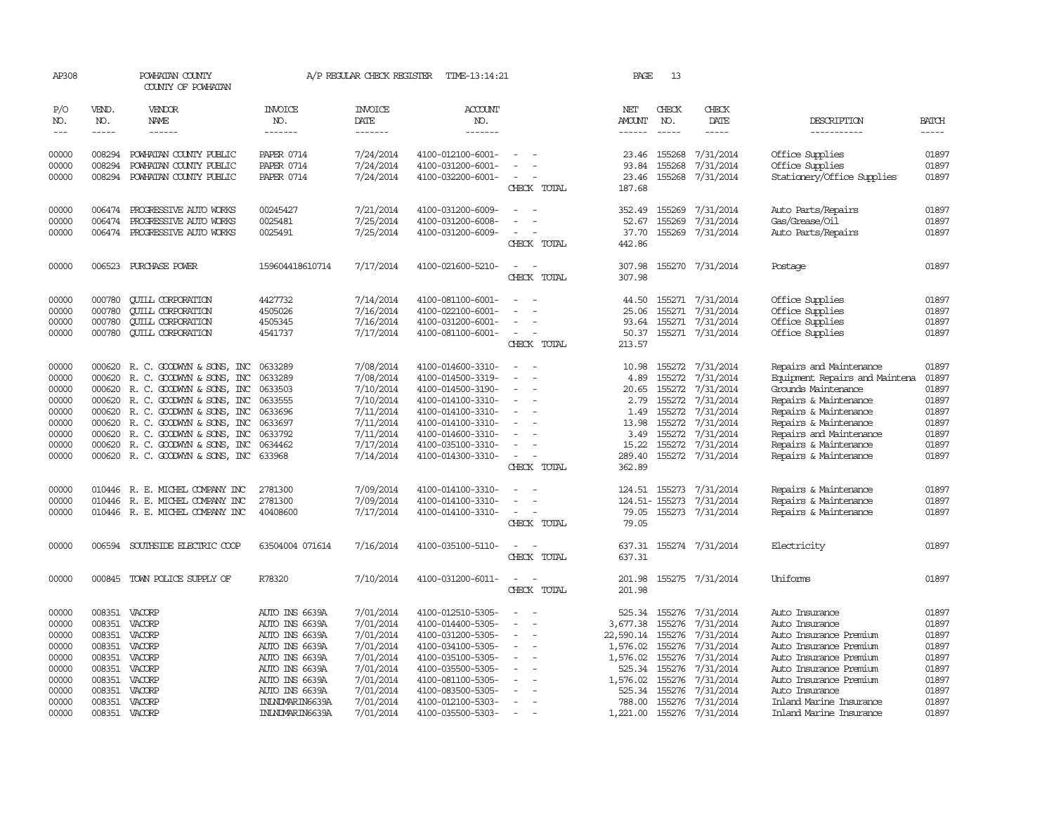AP308 POWHATAN COUNTY A/P REGULAR CHECK REGISTER TIME-13:14:21 PAGE 13
COUNTY OF POWHATAN

| P/O NO. | VEND. NO. | VENDOR NAME | INVOICE NO. | INVOICE DATE | ACCOUNT NO. | | NET AMOUNT | CHECK NO. | CHECK DATE | DESCRIPTION | BATCH |
|---|---|---|---|---|---|---|---|---|---|---|---|
| 00000 | 008294 | POWHATAN COUNTY PUBLIC | PAPER 0714 | 7/24/2014 | 4100-012100-6001- | - - | 23.46 | 155268 | 7/31/2014 | Office Supplies | 01897 |
| 00000 | 008294 | POWHATAN COUNTY PUBLIC | PAPER 0714 | 7/24/2014 | 4100-031200-6001- | - - | 93.84 | 155268 | 7/31/2014 | Office Supplies | 01897 |
| 00000 | 008294 | POWHATAN COUNTY PUBLIC | PAPER 0714 | 7/24/2014 | 4100-032200-6001- | - - | 23.46 | 155268 | 7/31/2014 | Stationery/Office Supplies | 01897 |
| | | | | | | CHECK TOTAL | 187.68 | | | | |
| 00000 | 006474 | PROGRESSIVE AUTO WORKS | 00245427 | 7/21/2014 | 4100-031200-6009- | - - | 352.49 | 155269 | 7/31/2014 | Auto Parts/Repairs | 01897 |
| 00000 | 006474 | PROGRESSIVE AUTO WORKS | 0025481 | 7/25/2014 | 4100-031200-6008- | - - | 52.67 | 155269 | 7/31/2014 | Gas/Grease/Oil | 01897 |
| 00000 | 006474 | PROGRESSIVE AUTO WORKS | 0025491 | 7/25/2014 | 4100-031200-6009- | - - | 37.70 | 155269 | 7/31/2014 | Auto Parts/Repairs | 01897 |
| | | | | | | CHECK TOTAL | 442.86 | | | | |
| 00000 | 006523 | PURCHASE POWER | 159604418610714 | 7/17/2014 | 4100-021600-5210- | - - | 307.98 | 155270 | 7/31/2014 | Postage | 01897 |
| | | | | | | CHECK TOTAL | 307.98 | | | | |
| 00000 | 000780 | QUILL CORPORATION | 4427732 | 7/14/2014 | 4100-081100-6001- | - - | 44.50 | 155271 | 7/31/2014 | Office Supplies | 01897 |
| 00000 | 000780 | QUILL CORPORATION | 4505026 | 7/16/2014 | 4100-022100-6001- | - - | 25.06 | 155271 | 7/31/2014 | Office Supplies | 01897 |
| 00000 | 000780 | QUILL CORPORATION | 4505345 | 7/16/2014 | 4100-031200-6001- | - - | 93.64 | 155271 | 7/31/2014 | Office Supplies | 01897 |
| 00000 | 000780 | QUILL CORPORATION | 4541737 | 7/17/2014 | 4100-081100-6001- | - - | 50.37 | 155271 | 7/31/2014 | Office Supplies | 01897 |
| | | | | | | CHECK TOTAL | 213.57 | | | | |
| 00000 | 000620 | R. C. GOODWYN & SONS, INC | 0633289 | 7/08/2014 | 4100-014600-3310- | - - | 10.98 | 155272 | 7/31/2014 | Repairs and Maintenance | 01897 |
| 00000 | 000620 | R. C. GOODWYN & SONS, INC | 0633289 | 7/08/2014 | 4100-014500-3319- | - - | 4.89 | 155272 | 7/31/2014 | Equipment Repairs and Maintena | 01897 |
| 00000 | 000620 | R. C. GOODWYN & SONS, INC | 0633503 | 7/10/2014 | 4100-014500-3190- | - - | 20.65 | 155272 | 7/31/2014 | Grounds Maintenance | 01897 |
| 00000 | 000620 | R. C. GOODWYN & SONS, INC | 0633555 | 7/10/2014 | 4100-014100-3310- | - - | 2.79 | 155272 | 7/31/2014 | Repairs & Maintenance | 01897 |
| 00000 | 000620 | R. C. GOODWYN & SONS, INC | 0633696 | 7/11/2014 | 4100-014100-3310- | - - | 1.49 | 155272 | 7/31/2014 | Repairs & Maintenance | 01897 |
| 00000 | 000620 | R. C. GOODWYN & SONS, INC | 0633697 | 7/11/2014 | 4100-014100-3310- | - - | 13.98 | 155272 | 7/31/2014 | Repairs & Maintenance | 01897 |
| 00000 | 000620 | R. C. GOODWYN & SONS, INC | 0633792 | 7/11/2014 | 4100-014600-3310- | - - | 3.49 | 155272 | 7/31/2014 | Repairs and Maintenance | 01897 |
| 00000 | 000620 | R. C. GOODWYN & SONS, INC | 0634462 | 7/17/2014 | 4100-035100-3310- | - - | 15.22 | 155272 | 7/31/2014 | Repairs & Maintenance | 01897 |
| 00000 | 000620 | R. C. GOODWYN & SONS, INC | 633968 | 7/14/2014 | 4100-014300-3310- | - - | 289.40 | 155272 | 7/31/2014 | Repairs & Maintenance | 01897 |
| | | | | | | CHECK TOTAL | 362.89 | | | | |
| 00000 | 010446 | R. E. MICHEL COMPANY INC | 2781300 | 7/09/2014 | 4100-014100-3310- | - - | 124.51 | 155273 | 7/31/2014 | Repairs & Maintenance | 01897 |
| 00000 | 010446 | R. E. MICHEL COMPANY INC | 2781300 | 7/09/2014 | 4100-014100-3310- | - - | 124.51- | 155273 | 7/31/2014 | Repairs & Maintenance | 01897 |
| 00000 | 010446 | R. E. MICHEL COMPANY INC | 40408600 | 7/17/2014 | 4100-014100-3310- | - - | 79.05 | 155273 | 7/31/2014 | Repairs & Maintenance | 01897 |
| | | | | | | CHECK TOTAL | 79.05 | | | | |
| 00000 | 006594 | SOUTHSIDE ELECTRIC COOP | 63504004 071614 | 7/16/2014 | 4100-035100-5110- | - - | 637.31 | 155274 | 7/31/2014 | Electricity | 01897 |
| | | | | | | CHECK TOTAL | 637.31 | | | | |
| 00000 | 000845 | TOWN POLICE SUPPLY OF | R78320 | 7/10/2014 | 4100-031200-6011- | - - | 201.98 | 155275 | 7/31/2014 | Uniforms | 01897 |
| | | | | | | CHECK TOTAL | 201.98 | | | | |
| 00000 | 008351 | VACORP | AUTO INS 6639A | 7/01/2014 | 4100-012510-5305- | - - | 525.34 | 155276 | 7/31/2014 | Auto Insurance | 01897 |
| 00000 | 008351 | VACORP | AUTO INS 6639A | 7/01/2014 | 4100-014400-5305- | - - | 3,677.38 | 155276 | 7/31/2014 | Auto Insurance | 01897 |
| 00000 | 008351 | VACORP | AUTO INS 6639A | 7/01/2014 | 4100-031200-5305- | - - | 22,590.14 | 155276 | 7/31/2014 | Auto Insurance Premium | 01897 |
| 00000 | 008351 | VACORP | AUTO INS 6639A | 7/01/2014 | 4100-034100-5305- | - - | 1,576.02 | 155276 | 7/31/2014 | Auto Insurance Premium | 01897 |
| 00000 | 008351 | VACORP | AUTO INS 6639A | 7/01/2014 | 4100-035100-5305- | - - | 1,576.02 | 155276 | 7/31/2014 | Auto Insurance Premium | 01897 |
| 00000 | 008351 | VACORP | AUTO INS 6639A | 7/01/2014 | 4100-035500-5305- | - - | 525.34 | 155276 | 7/31/2014 | Auto Insurance Premium | 01897 |
| 00000 | 008351 | VACORP | AUTO INS 6639A | 7/01/2014 | 4100-081100-5305- | - - | 1,576.02 | 155276 | 7/31/2014 | Auto Insurance Premium | 01897 |
| 00000 | 008351 | VACORP | AUTO INS 6639A | 7/01/2014 | 4100-083500-5305- | - - | 525.34 | 155276 | 7/31/2014 | Auto Insurance | 01897 |
| 00000 | 008351 | VACORP | INLNDMARIN6639A | 7/01/2014 | 4100-012100-5303- | - - | 788.00 | 155276 | 7/31/2014 | Inland Marine Insurance | 01897 |
| 00000 | 008351 | VACORP | INLNDMARIN6639A | 7/01/2014 | 4100-035500-5303- | - - | 1,221.00 | 155276 | 7/31/2014 | Inland Marine Insurance | 01897 |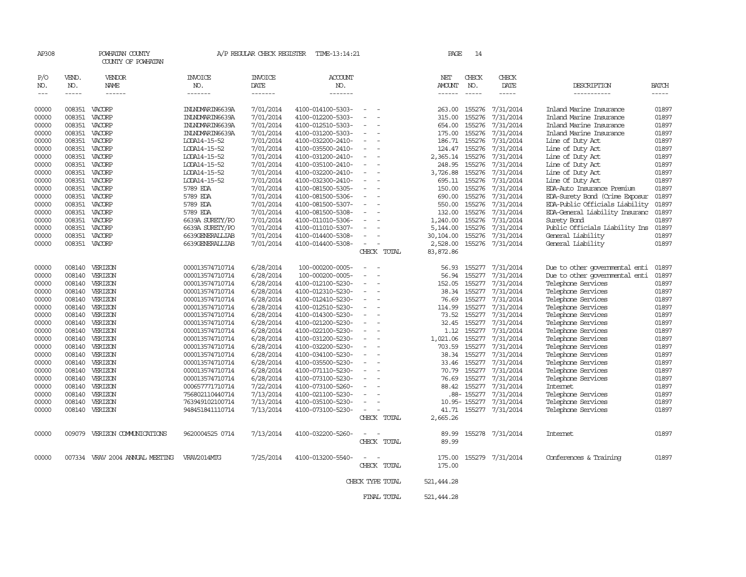AP308 POWHATAN COUNTY A/P REGULAR CHECK REGISTER TIME-13:14:21 PAGE 14

COUNTY OF POWHATAN

| P/O NO. | VEND. NO. | VENDOR NAME | INVOICE NO. | INVOICE DATE | ACCOUNT NO. | | NET AMOUNT | CHECK NO. | CHECK DATE | DESCRIPTION | BATCH |
|---|---|---|---|---|---|---|---|---|---|---|---|
| 00000 | 008351 | VACORP | INLNDMARIN6639A | 7/01/2014 | 4100-014100-5303- | - - | 263.00 | 155276 | 7/31/2014 | Inland Marine Insurance | 01897 |
| 00000 | 008351 | VACORP | INLNDMARIN6639A | 7/01/2014 | 4100-012200-5303- | - - | 315.00 | 155276 | 7/31/2014 | Inland Marine Insurance | 01897 |
| 00000 | 008351 | VACORP | INLNDMARIN6639A | 7/01/2014 | 4100-012510-5303- | - - | 654.00 | 155276 | 7/31/2014 | Inland Marine Insurance | 01897 |
| 00000 | 008351 | VACORP | INLNDMARIN6639A | 7/01/2014 | 4100-031200-5303- | - - | 175.00 | 155276 | 7/31/2014 | Inland Marine Insurance | 01897 |
| 00000 | 008351 | VACORP | LODA14-15-52 | 7/01/2014 | 4100-032200-2410- | - - | 186.71 | 155276 | 7/31/2014 | Line of Duty Act | 01897 |
| 00000 | 008351 | VACORP | LODA14-15-52 | 7/01/2014 | 4100-035500-2410- | - - | 124.47 | 155276 | 7/31/2014 | Line of Duty Act | 01897 |
| 00000 | 008351 | VACORP | LODA14-15-52 | 7/01/2014 | 4100-031200-2410- | - - | 2,365.14 | 155276 | 7/31/2014 | Line of Duty Act | 01897 |
| 00000 | 008351 | VACORP | LODA14-15-52 | 7/01/2014 | 4100-035100-2410- | - - | 248.95 | 155276 | 7/31/2014 | Line of Duty Act | 01897 |
| 00000 | 008351 | VACORP | LODA14-15-52 | 7/01/2014 | 4100-032200-2410- | - - | 3,726.88 | 155276 | 7/31/2014 | Line of Duty Act | 01897 |
| 00000 | 008351 | VACORP | LODA14-15-52 | 7/01/2014 | 4100-032300-2410- | - - | 695.11 | 155276 | 7/31/2014 | Line Of Duty Act | 01897 |
| 00000 | 008351 | VACORP | 5789 EDA | 7/01/2014 | 4100-081500-5305- | - - | 150.00 | 155276 | 7/31/2014 | EDA-Auto Insurance Premium | 01897 |
| 00000 | 008351 | VACORP | 5789 EDA | 7/01/2014 | 4100-081500-5306- | - - | 690.00 | 155276 | 7/31/2014 | EDA-Surety Bond (Crime Exposur | 01897 |
| 00000 | 008351 | VACORP | 5789 EDA | 7/01/2014 | 4100-081500-5307- | - - | 550.00 | 155276 | 7/31/2014 | EDA-Public Officials Liability | 01897 |
| 00000 | 008351 | VACORP | 5789 EDA | 7/01/2014 | 4100-081500-5308- | - - | 132.00 | 155276 | 7/31/2014 | EDA-General Liability Insuranc | 01897 |
| 00000 | 008351 | VACORP | 6639A SURETY/PO | 7/01/2014 | 4100-011010-5306- | - - | 1,240.00 | 155276 | 7/31/2014 | Surety Bond | 01897 |
| 00000 | 008351 | VACORP | 6639A SURETY/PO | 7/01/2014 | 4100-011010-5307- | - - | 5,144.00 | 155276 | 7/31/2014 | Public Officials Liability Ins | 01897 |
| 00000 | 008351 | VACORP | 6639GENERALLIAB | 7/01/2014 | 4100-014400-5308- | - - | 30,104.00 | 155276 | 7/31/2014 | General Liability | 01897 |
| 00000 | 008351 | VACORP | 6639GENERALLIAB | 7/01/2014 | 4100-014400-5308- | - - | 2,528.00 | 155276 | 7/31/2014 | General Liability | 01897 |
| | | | | | | CHECK TOTAL | 83,872.86 | | | | |
| 00000 | 008140 | VERIZON | 000013574710714 | 6/28/2014 | 100-000200-0005- | - - | 56.93 | 155277 | 7/31/2014 | Due to other governmental enti | 01897 |
| 00000 | 008140 | VERIZON | 000013574710714 | 6/28/2014 | 100-000200-0005- | - - | 56.94 | 155277 | 7/31/2014 | Due to other governmental enti | 01897 |
| 00000 | 008140 | VERIZON | 000013574710714 | 6/28/2014 | 4100-012100-5230- | - - | 152.05 | 155277 | 7/31/2014 | Telephone Services | 01897 |
| 00000 | 008140 | VERIZON | 000013574710714 | 6/28/2014 | 4100-012310-5230- | - - | 38.34 | 155277 | 7/31/2014 | Telephone Services | 01897 |
| 00000 | 008140 | VERIZON | 000013574710714 | 6/28/2014 | 4100-012410-5230- | - - | 76.69 | 155277 | 7/31/2014 | Telephone Services | 01897 |
| 00000 | 008140 | VERIZON | 000013574710714 | 6/28/2014 | 4100-012510-5230- | - - | 114.99 | 155277 | 7/31/2014 | Telephone Services | 01897 |
| 00000 | 008140 | VERIZON | 000013574710714 | 6/28/2014 | 4100-014300-5230- | - - | 73.52 | 155277 | 7/31/2014 | Telephone Services | 01897 |
| 00000 | 008140 | VERIZON | 000013574710714 | 6/28/2014 | 4100-021200-5230- | - - | 32.45 | 155277 | 7/31/2014 | Telephone Services | 01897 |
| 00000 | 008140 | VERIZON | 000013574710714 | 6/28/2014 | 4100-022100-5230- | - - | 1.12 | 155277 | 7/31/2014 | Telephone Services | 01897 |
| 00000 | 008140 | VERIZON | 000013574710714 | 6/28/2014 | 4100-031200-5230- | - - | 1,021.06 | 155277 | 7/31/2014 | Telephone Services | 01897 |
| 00000 | 008140 | VERIZON | 000013574710714 | 6/28/2014 | 4100-032200-5230- | - - | 703.59 | 155277 | 7/31/2014 | Telephone Services | 01897 |
| 00000 | 008140 | VERIZON | 000013574710714 | 6/28/2014 | 4100-034100-5230- | - - | 38.34 | 155277 | 7/31/2014 | Telephone Services | 01897 |
| 00000 | 008140 | VERIZON | 000013574710714 | 6/28/2014 | 4100-035500-5230- | - - | 33.46 | 155277 | 7/31/2014 | Telephone Services | 01897 |
| 00000 | 008140 | VERIZON | 000013574710714 | 6/28/2014 | 4100-071110-5230- | - - | 70.79 | 155277 | 7/31/2014 | Telephone Services | 01897 |
| 00000 | 008140 | VERIZON | 000013574710714 | 6/28/2014 | 4100-073100-5230- | - - | 76.69 | 155277 | 7/31/2014 | Telephone Services | 01897 |
| 00000 | 008140 | VERIZON | 000657771710714 | 7/22/2014 | 4100-073100-5260- | - - | 88.42 | 155277 | 7/31/2014 | Internet | 01897 |
| 00000 | 008140 | VERIZON | 756802110440714 | 7/13/2014 | 4100-021100-5230- | - - | .88- | 155277 | 7/31/2014 | Telephone Services | 01897 |
| 00000 | 008140 | VERIZON | 763949102100714 | 7/13/2014 | 4100-035100-5230- | - - | 10.95- | 155277 | 7/31/2014 | Telephone Services | 01897 |
| 00000 | 008140 | VERIZON | 948451841110714 | 7/13/2014 | 4100-073100-5230- | - - | 41.71 | 155277 | 7/31/2014 | Telephone Services | 01897 |
| | | | | | | CHECK TOTAL | 2,665.26 | | | | |
| 00000 | 009079 | VERIZON COMMUNICATIONS | 9620004525 0714 | 7/13/2014 | 4100-032200-5260- | - - | 89.99 | 155278 | 7/31/2014 | Internet | 01897 |
| | | | | | | CHECK TOTAL | 89.99 | | | | |
| 00000 | 007334 | VRAV 2004 ANNUAL MEETING | VRAV2014MTG | 7/25/2014 | 4100-013200-5540- | - - | 175.00 | 155279 | 7/31/2014 | Conferences & Training | 01897 |
| | | | | | | CHECK TOTAL | 175.00 | | | | |
| | | | | | | CHECK TYPE TOTAL | 521,444.28 | | | | |
| | | | | | | FINAL TOTAL | 521,444.28 | | | | |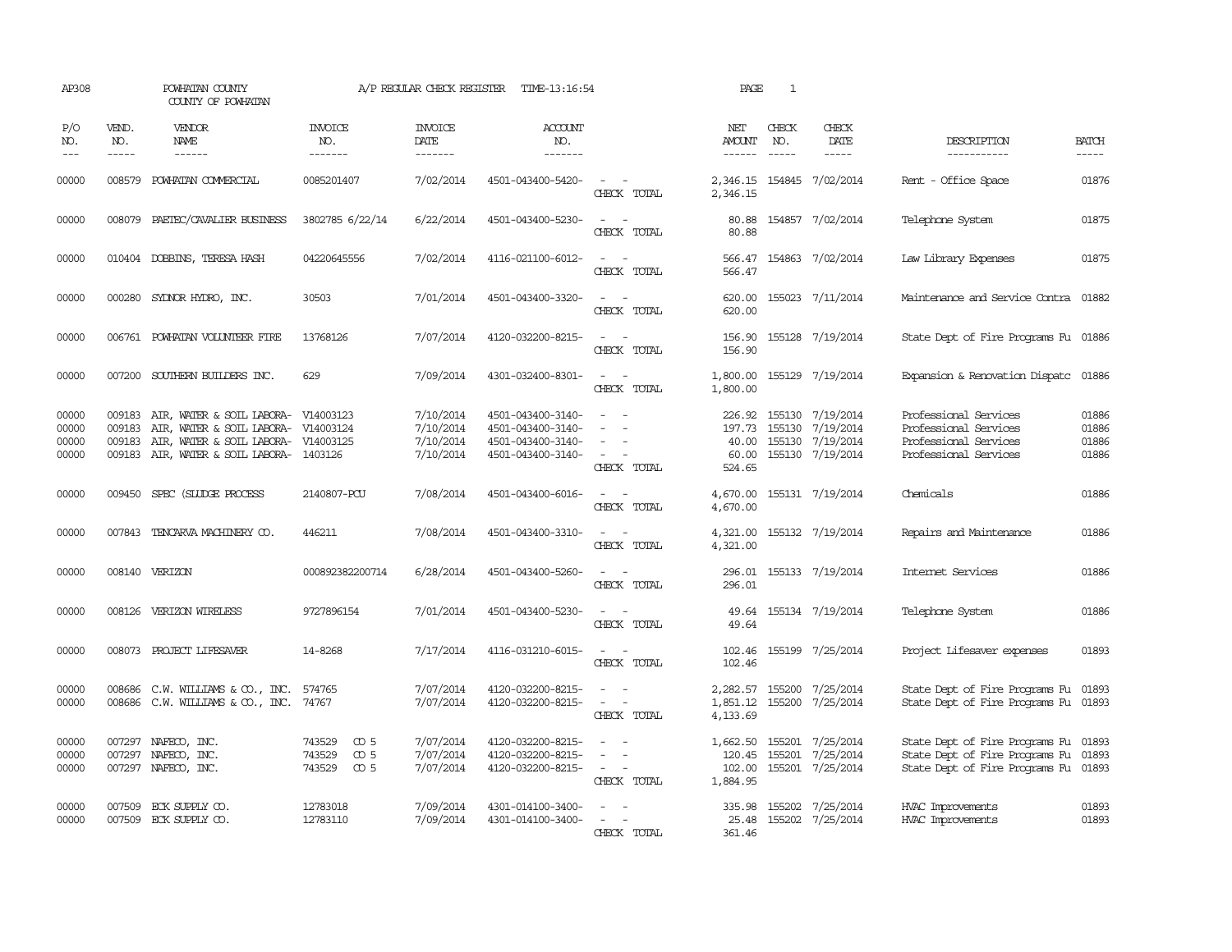AP308 POWHATAN COUNTY A/P REGULAR CHECK REGISTER TIME-13:16:54 PAGE 1

COUNTY OF POWHATAN

| P/O NO. | VEND. NO. | VENDOR NAME | INVOICE NO. | INVOICE DATE | ACCOUNT NO. | | NET AMOUNT | CHECK NO. | CHECK DATE | DESCRIPTION | BATCH |
|---|---|---|---|---|---|---|---|---|---|---|---|
| --- | ----- | ------ | ------- | ------- | ------- | | ------ | ----- | ----- | ----------- | ----- |
| 00000 | 008579 | POWHATAN COMMERCIAL | 0085201407 | 7/02/2014 | 4501-043400-5420- | - - | 2,346.15 | 154845 | 7/02/2014 | Rent - Office Space | 01876 |
| | | | | | | CHECK TOTAL | 2,346.15 | | | | |
| 00000 | 008079 | PAETEC/CAVALIER BUSINESS | 3802785 6/22/14 | 6/22/2014 | 4501-043400-5230- | - - | 80.88 | 154857 | 7/02/2014 | Telephone System | 01875 |
| | | | | | | CHECK TOTAL | 80.88 | | | | |
| 00000 | 010404 | DOBBINS, TERESA HASH | 04220645556 | 7/02/2014 | 4116-021100-6012- | - - | 566.47 | 154863 | 7/02/2014 | Law Library Expenses | 01875 |
| | | | | | | CHECK TOTAL | 566.47 | | | | |
| 00000 | 000280 | SYDNOR HYDRO, INC. | 30503 | 7/01/2014 | 4501-043400-3320- | - - | 620.00 | 155023 | 7/11/2014 | Maintenance and Service Contra | 01882 |
| | | | | | | CHECK TOTAL | 620.00 | | | | |
| 00000 | 006761 | POWHATAN VOLUNTEER FIRE | 13768126 | 7/07/2014 | 4120-032200-8215- | - - | 156.90 | 155128 | 7/19/2014 | State Dept of Fire Programs Fu | 01886 |
| | | | | | | CHECK TOTAL | 156.90 | | | | |
| 00000 | 007200 | SOUTHERN BUILDERS INC. | 629 | 7/09/2014 | 4301-032400-8301- | - - | 1,800.00 | 155129 | 7/19/2014 | Expansion & Renovation Dispatc | 01886 |
| | | | | | | CHECK TOTAL | 1,800.00 | | | | |
| 00000 | 009183 | AIR, WATER & SOIL LABORA- | V14003123 | 7/10/2014 | 4501-043400-3140- | - - | 226.92 | 155130 | 7/19/2014 | Professional Services | 01886 |
| 00000 | 009183 | AIR, WATER & SOIL LABORA- | V14003124 | 7/10/2014 | 4501-043400-3140- | - - | 197.73 | 155130 | 7/19/2014 | Professional Services | 01886 |
| 00000 | 009183 | AIR, WATER & SOIL LABORA- | V14003125 | 7/10/2014 | 4501-043400-3140- | - - | 40.00 | 155130 | 7/19/2014 | Professional Services | 01886 |
| 00000 | 009183 | AIR, WATER & SOIL LABORA- | 1403126 | 7/10/2014 | 4501-043400-3140- | - - | 60.00 | 155130 | 7/19/2014 | Professional Services | 01886 |
| | | | | | | CHECK TOTAL | 524.65 | | | | |
| 00000 | 009450 | SPEC (SLUDGE PROCESS | 2140807-PCU | 7/08/2014 | 4501-043400-6016- | - - | 4,670.00 | 155131 | 7/19/2014 | Chemicals | 01886 |
| | | | | | | CHECK TOTAL | 4,670.00 | | | | |
| 00000 | 007843 | TENCARVA MACHINERY CO. | 446211 | 7/08/2014 | 4501-043400-3310- | - - | 4,321.00 | 155132 | 7/19/2014 | Repairs and Maintenance | 01886 |
| | | | | | | CHECK TOTAL | 4,321.00 | | | | |
| 00000 | 008140 | VERIZON | 000892382200714 | 6/28/2014 | 4501-043400-5260- | - - | 296.01 | 155133 | 7/19/2014 | Internet Services | 01886 |
| | | | | | | CHECK TOTAL | 296.01 | | | | |
| 00000 | 008126 | VERIZON WIRELESS | 9727896154 | 7/01/2014 | 4501-043400-5230- | - - | 49.64 | 155134 | 7/19/2014 | Telephone System | 01886 |
| | | | | | | CHECK TOTAL | 49.64 | | | | |
| 00000 | 008073 | PROJECT LIFESAVER | 14-8268 | 7/17/2014 | 4116-031210-6015- | - - | 102.46 | 155199 | 7/25/2014 | Project Lifesaver expenses | 01893 |
| | | | | | | CHECK TOTAL | 102.46 | | | | |
| 00000 | 008686 | C.W. WILLIAMS & CO., INC. | 574765 | 7/07/2014 | 4120-032200-8215- | - - | 2,282.57 | 155200 | 7/25/2014 | State Dept of Fire Programs Fu | 01893 |
| 00000 | 008686 | C.W. WILLIAMS & CO., INC. | 74767 | 7/07/2014 | 4120-032200-8215- | - - | 1,851.12 | 155200 | 7/25/2014 | State Dept of Fire Programs Fu | 01893 |
| | | | | | | CHECK TOTAL | 4,133.69 | | | | |
| 00000 | 007297 | NAFECO, INC. | 743529 CO 5 | 7/07/2014 | 4120-032200-8215- | - - | 1,662.50 | 155201 | 7/25/2014 | State Dept of Fire Programs Fu | 01893 |
| 00000 | 007297 | NAFECO, INC. | 743529 CO 5 | 7/07/2014 | 4120-032200-8215- | - - | 120.45 | 155201 | 7/25/2014 | State Dept of Fire Programs Fu | 01893 |
| 00000 | 007297 | NAFECO, INC. | 743529 CO 5 | 7/07/2014 | 4120-032200-8215- | - - | 102.00 | 155201 | 7/25/2014 | State Dept of Fire Programs Fu | 01893 |
| | | | | | | CHECK TOTAL | 1,884.95 | | | | |
| 00000 | 007509 | ECK SUPPLY CO. | 12783018 | 7/09/2014 | 4301-014100-3400- | - - | 335.98 | 155202 | 7/25/2014 | HVAC Improvements | 01893 |
| 00000 | 007509 | ECK SUPPLY CO. | 12783110 | 7/09/2014 | 4301-014100-3400- | - - | 25.48 | 155202 | 7/25/2014 | HVAC Improvements | 01893 |
| | | | | | | CHECK TOTAL | 361.46 | | | | |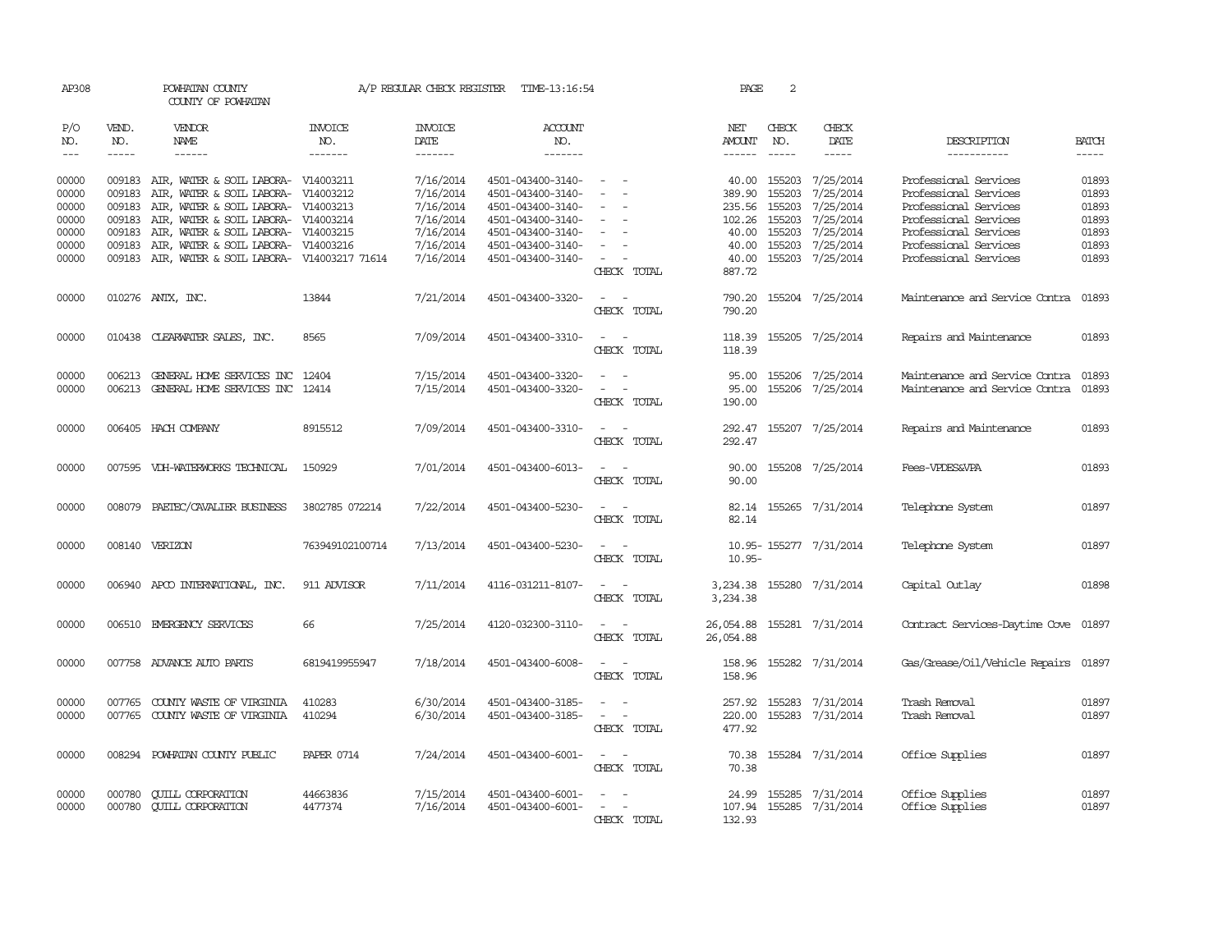AP308 POWHATAN COUNTY A/P REGULAR CHECK REGISTER TIME-13:16:54 PAGE 2

COUNTY OF POWHATAN

| P/O NO. | VEND. NO. | VENDOR NAME | INVOICE NO. | INVOICE DATE | ACCOUNT NO. | | NET AMOUNT | CHECK NO. | CHECK DATE | DESCRIPTION | BATCH |
|---|---|---|---|---|---|---|---|---|---|---|---|
| 00000 | 009183 | AIR, WATER & SOIL LABORA- | V14003211 | 7/16/2014 | 4501-043400-3140- | - - | 40.00 | 155203 | 7/25/2014 | Professional Services | 01893 |
| 00000 | 009183 | AIR, WATER & SOIL LABORA- | V14003212 | 7/16/2014 | 4501-043400-3140- | - - | 389.90 | 155203 | 7/25/2014 | Professional Services | 01893 |
| 00000 | 009183 | AIR, WATER & SOIL LABORA- | V14003213 | 7/16/2014 | 4501-043400-3140- | - - | 235.56 | 155203 | 7/25/2014 | Professional Services | 01893 |
| 00000 | 009183 | AIR, WATER & SOIL LABORA- | V14003214 | 7/16/2014 | 4501-043400-3140- | - - | 102.26 | 155203 | 7/25/2014 | Professional Services | 01893 |
| 00000 | 009183 | AIR, WATER & SOIL LABORA- | V14003215 | 7/16/2014 | 4501-043400-3140- | - - | 40.00 | 155203 | 7/25/2014 | Professional Services | 01893 |
| 00000 | 009183 | AIR, WATER & SOIL LABORA- | V14003216 | 7/16/2014 | 4501-043400-3140- | - - | 40.00 | 155203 | 7/25/2014 | Professional Services | 01893 |
| 00000 | 009183 | AIR, WATER & SOIL LABORA- | V14003217 71614 | 7/16/2014 | 4501-043400-3140- | - - | 40.00 | 155203 | 7/25/2014 | Professional Services | 01893 |
| | | | | | | CHECK TOTAL | 887.72 | | | | |
| 00000 | 010276 | ANTX, INC. | 13844 | 7/21/2014 | 4501-043400-3320- | - - | 790.20 | 155204 | 7/25/2014 | Maintenance and Service Contra | 01893 |
| | | | | | | CHECK TOTAL | 790.20 | | | | |
| 00000 | 010438 | CLEARWATER SALES, INC. | 8565 | 7/09/2014 | 4501-043400-3310- | - - | 118.39 | 155205 | 7/25/2014 | Repairs and Maintenance | 01893 |
| | | | | | | CHECK TOTAL | 118.39 | | | | |
| 00000 | 006213 | GENERAL HOME SERVICES INC | 12404 | 7/15/2014 | 4501-043400-3320- | - - | 95.00 | 155206 | 7/25/2014 | Maintenance and Service Contra | 01893 |
| 00000 | 006213 | GENERAL HOME SERVICES INC | 12414 | 7/15/2014 | 4501-043400-3320- | - - | 95.00 | 155206 | 7/25/2014 | Maintenance and Service Contra | 01893 |
| | | | | | | CHECK TOTAL | 190.00 | | | | |
| 00000 | 006405 | HACH COMPANY | 8915512 | 7/09/2014 | 4501-043400-3310- | - - | 292.47 | 155207 | 7/25/2014 | Repairs and Maintenance | 01893 |
| | | | | | | CHECK TOTAL | 292.47 | | | | |
| 00000 | 007595 | VDH-WATERWORKS TECHNICAL | 150929 | 7/01/2014 | 4501-043400-6013- | - - | 90.00 | 155208 | 7/25/2014 | Fees-VPDES&VPA | 01893 |
| | | | | | | CHECK TOTAL | 90.00 | | | | |
| 00000 | 008079 | PAETEC/CAVALIER BUSINESS | 3802785 072214 | 7/22/2014 | 4501-043400-5230- | - - | 82.14 | 155265 | 7/31/2014 | Telephone System | 01897 |
| | | | | | | CHECK TOTAL | 82.14 | | | | |
| 00000 | 008140 | VERIZON | 763949102100714 | 7/13/2014 | 4501-043400-5230- | - - | 10.95- | 155277 | 7/31/2014 | Telephone System | 01897 |
| | | | | | | CHECK TOTAL | 10.95- | | | | |
| 00000 | 006940 | APCO INTERNATIONAL, INC. | 911 ADVISOR | 7/11/2014 | 4116-031211-8107- | - - | 3,234.38 | 155280 | 7/31/2014 | Capital Outlay | 01898 |
| | | | | | | CHECK TOTAL | 3,234.38 | | | | |
| 00000 | 006510 | EMERGENCY SERVICES | 66 | 7/25/2014 | 4120-032300-3110- | - - | 26,054.88 | 155281 | 7/31/2014 | Contract Services-Daytime Cove | 01897 |
| | | | | | | CHECK TOTAL | 26,054.88 | | | | |
| 00000 | 007758 | ADVANCE AUTO PARTS | 6819419955947 | 7/18/2014 | 4501-043400-6008- | - - | 158.96 | 155282 | 7/31/2014 | Gas/Grease/Oil/Vehicle Repairs | 01897 |
| | | | | | | CHECK TOTAL | 158.96 | | | | |
| 00000 | 007765 | COUNTY WASTE OF VIRGINIA | 410283 | 6/30/2014 | 4501-043400-3185- | - - | 257.92 | 155283 | 7/31/2014 | Trash Removal | 01897 |
| 00000 | 007765 | COUNTY WASTE OF VIRGINIA | 410294 | 6/30/2014 | 4501-043400-3185- | - - | 220.00 | 155283 | 7/31/2014 | Trash Removal | 01897 |
| | | | | | | CHECK TOTAL | 477.92 | | | | |
| 00000 | 008294 | POWHATAN COUNTY PUBLIC | PAPER 0714 | 7/24/2014 | 4501-043400-6001- | - - | 70.38 | 155284 | 7/31/2014 | Office Supplies | 01897 |
| | | | | | | CHECK TOTAL | 70.38 | | | | |
| 00000 | 000780 | QUILL CORPORATION | 44663836 | 7/15/2014 | 4501-043400-6001- | - - | 24.99 | 155285 | 7/31/2014 | Office Supplies | 01897 |
| 00000 | 000780 | QUILL CORPORATION | 4477374 | 7/16/2014 | 4501-043400-6001- | - - | 107.94 | 155285 | 7/31/2014 | Office Supplies | 01897 |
| | | | | | | CHECK TOTAL | 132.93 | | | | |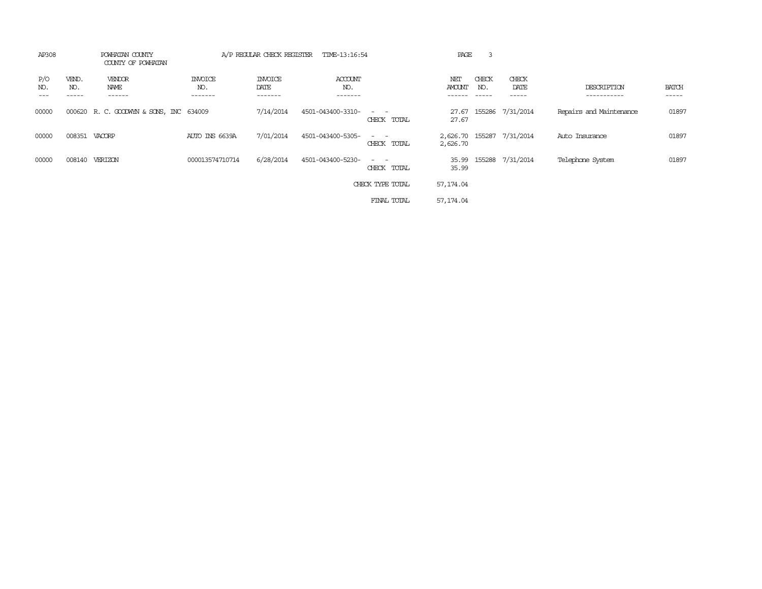AP308 POWHATAN COUNTY A/P REGULAR CHECK REGISTER TIME-13:16:54 PAGE 3

COUNTY OF POWHATAN

| P/O NO. | VEND. NO. | VENDOR NAME | INVOICE NO. | INVOICE DATE | ACCOUNT NO. | | NET AMOUNT | CHECK NO. | CHECK DATE | DESCRIPTION | BATCH |
|---|---|---|---|---|---|---|---|---|---|---|---|
| 00000 | 000620 | R. C. GOODWYN & SONS, INC | 634009 | 7/14/2014 | 4501-043400-3310- | - - | 27.67 | 155286 | 7/31/2014 | Repairs and Maintenance | 01897 |
| | | | | | | CHECK TOTAL | 27.67 | | | | |
| 00000 | 008351 | VACORP | AUTO INS 6639A | 7/01/2014 | 4501-043400-5305- | - - | 2,626.70 | 155287 | 7/31/2014 | Auto Insurance | 01897 |
| | | | | | | CHECK TOTAL | 2,626.70 | | | | |
| 00000 | 008140 | VERIZON | 000013574710714 | 6/28/2014 | 4501-043400-5230- | - - | 35.99 | 155288 | 7/31/2014 | Telephone System | 01897 |
| | | | | | | CHECK TOTAL | 35.99 | | | | |
| | | | | | | CHECK TYPE TOTAL | 57,174.04 | | | | |
| | | | | | | FINAL TOTAL | 57,174.04 | | | | |